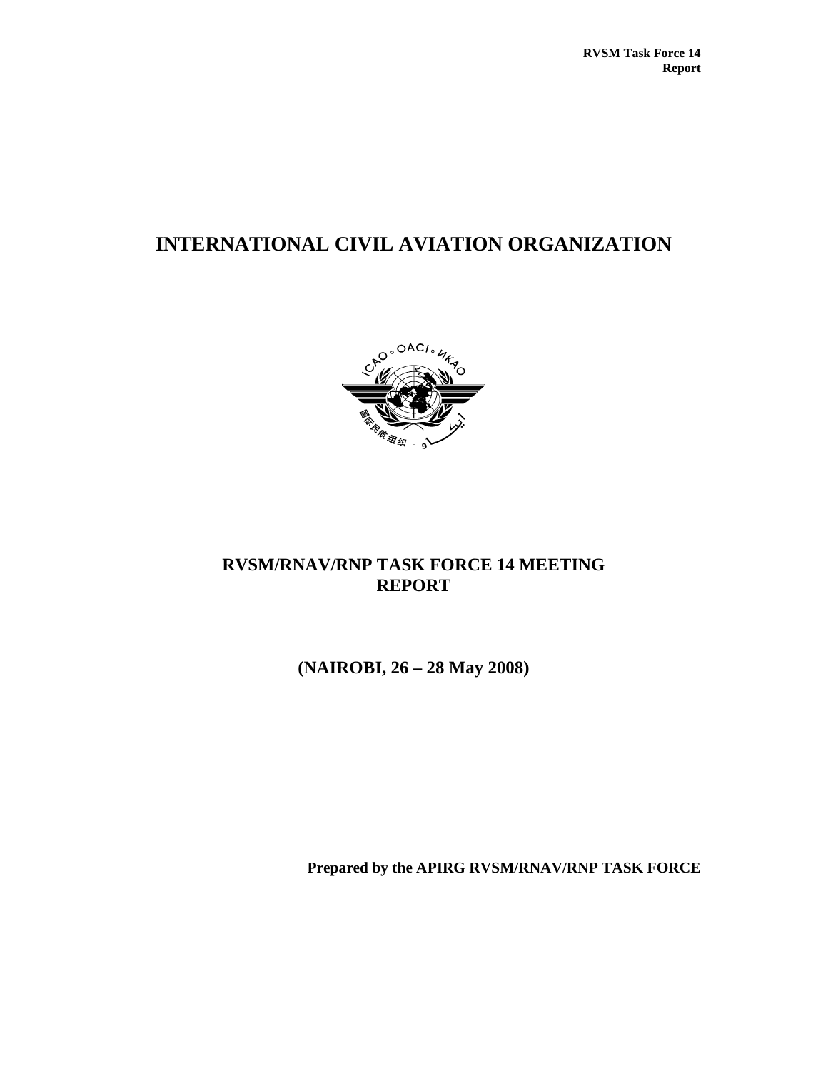**RVSM Task Force 14**
**Report**

# INTERNATIONAL CIVIL AVIATION ORGANIZATION

## RVSM/RNAV/RNP TASK FORCE 14 MEETING REPORT

## (NAIROBI, 26 – 28 May 2008)

**Prepared by the APIRG RVSM/RNAV/RNP TASK FORCE**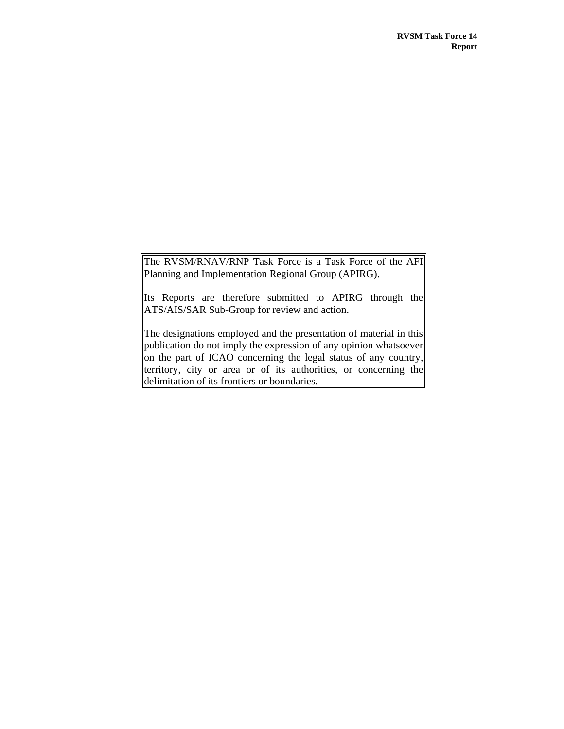The RVSM/RNAV/RNP Task Force is a Task Force of the AFI Planning and Implementation Regional Group (APIRG).

Its Reports are therefore submitted to APIRG through the ATS/AIS/SAR Sub-Group for review and action.

The designations employed and the presentation of material in this publication do not imply the expression of any opinion whatsoever on the part of ICAO concerning the legal status of any country, territory, city or area or of its authorities, or concerning the delimitation of its frontiers or boundaries.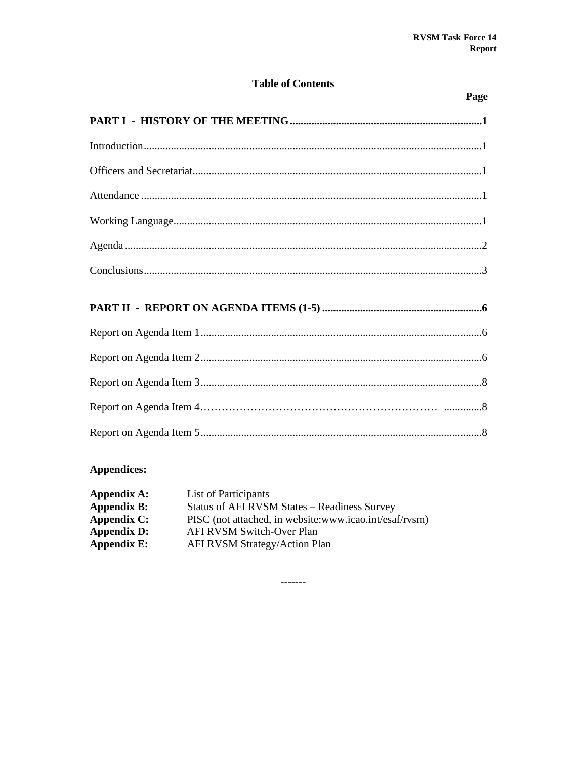## Table of Contents

| | Page |
|---|---|
| **PART I - HISTORY OF THE MEETING** | **1** |
| Introduction | 1 |
| Officers and Secretariat | 1 |
| Attendance | 1 |
| Working Language | 1 |
| Agenda | 2 |
| Conclusions | 3 |
| **PART II - REPORT ON AGENDA ITEMS (1-5)** | **6** |
| Report on Agenda Item 1 | 6 |
| Report on Agenda Item 2 | 6 |
| Report on Agenda Item 3 | 8 |
| Report on Agenda Item 4 | 8 |
| Report on Agenda Item 5 | 8 |

**Appendices:**

**Appendix A:** List of Participants
**Appendix B:** Status of AFI RVSM States – Readiness Survey
**Appendix C:** PISC (not attached, in website:www.icao.int/esaf/rvsm)
**Appendix D:** AFI RVSM Switch-Over Plan
**Appendix E:** AFI RVSM Strategy/Action Plan

-------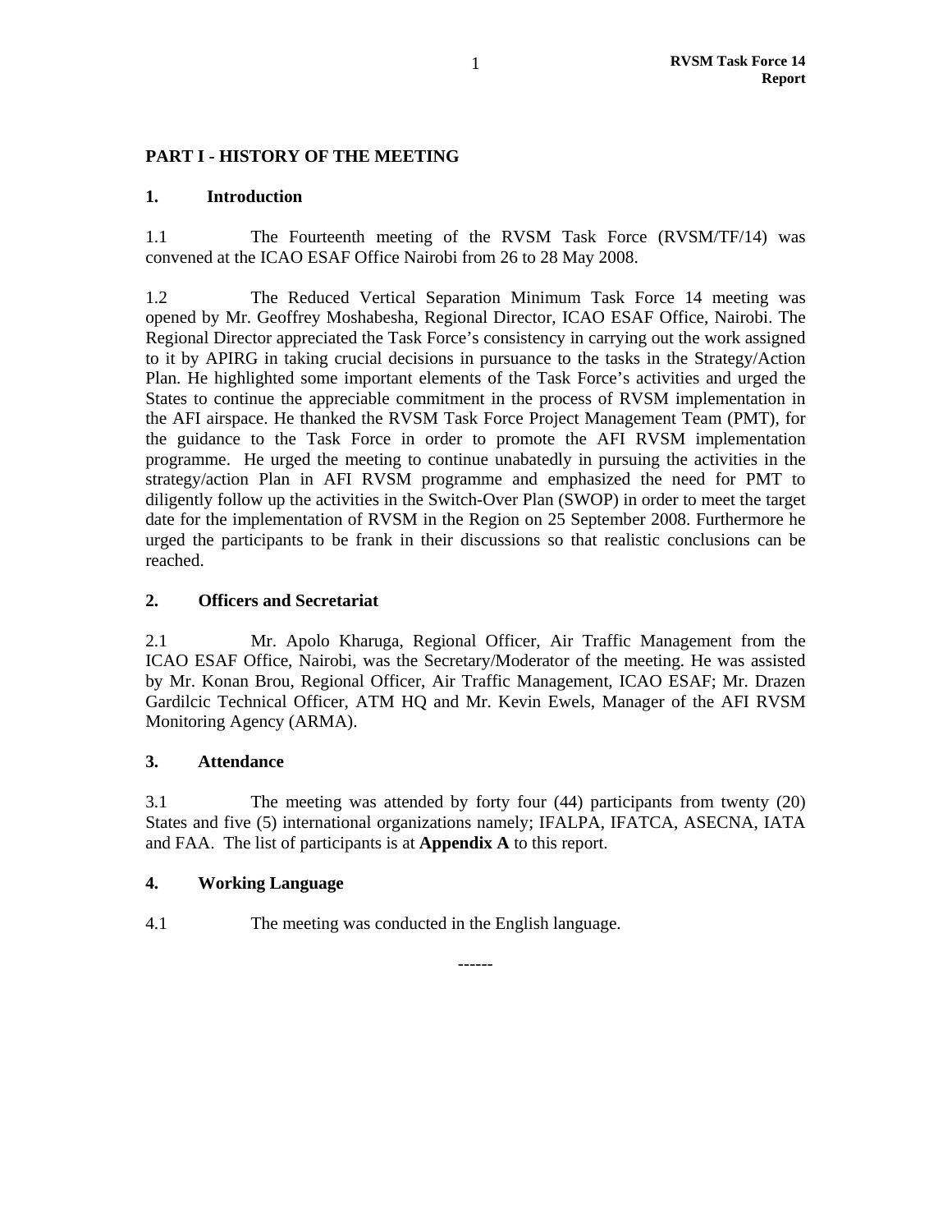## PART I - HISTORY OF THE MEETING

### 1. Introduction

1.1 The Fourteenth meeting of the RVSM Task Force (RVSM/TF/14) was convened at the ICAO ESAF Office Nairobi from 26 to 28 May 2008.

1.2 The Reduced Vertical Separation Minimum Task Force 14 meeting was opened by Mr. Geoffrey Moshabesha, Regional Director, ICAO ESAF Office, Nairobi. The Regional Director appreciated the Task Force's consistency in carrying out the work assigned to it by APIRG in taking crucial decisions in pursuance to the tasks in the Strategy/Action Plan. He highlighted some important elements of the Task Force's activities and urged the States to continue the appreciable commitment in the process of RVSM implementation in the AFI airspace. He thanked the RVSM Task Force Project Management Team (PMT), for the guidance to the Task Force in order to promote the AFI RVSM implementation programme. He urged the meeting to continue unabatedly in pursuing the activities in the strategy/action Plan in AFI RVSM programme and emphasized the need for PMT to diligently follow up the activities in the Switch-Over Plan (SWOP) in order to meet the target date for the implementation of RVSM in the Region on 25 September 2008. Furthermore he urged the participants to be frank in their discussions so that realistic conclusions can be reached.

### 2. Officers and Secretariat

2.1 Mr. Apolo Kharuga, Regional Officer, Air Traffic Management from the ICAO ESAF Office, Nairobi, was the Secretary/Moderator of the meeting. He was assisted by Mr. Konan Brou, Regional Officer, Air Traffic Management, ICAO ESAF; Mr. Drazen Gardilcic Technical Officer, ATM HQ and Mr. Kevin Ewels, Manager of the AFI RVSM Monitoring Agency (ARMA).

### 3. Attendance

3.1 The meeting was attended by forty four (44) participants from twenty (20) States and five (5) international organizations namely; IFALPA, IFATCA, ASECNA, IATA and FAA. The list of participants is at **Appendix A** to this report.

### 4. Working Language

4.1 The meeting was conducted in the English language.

------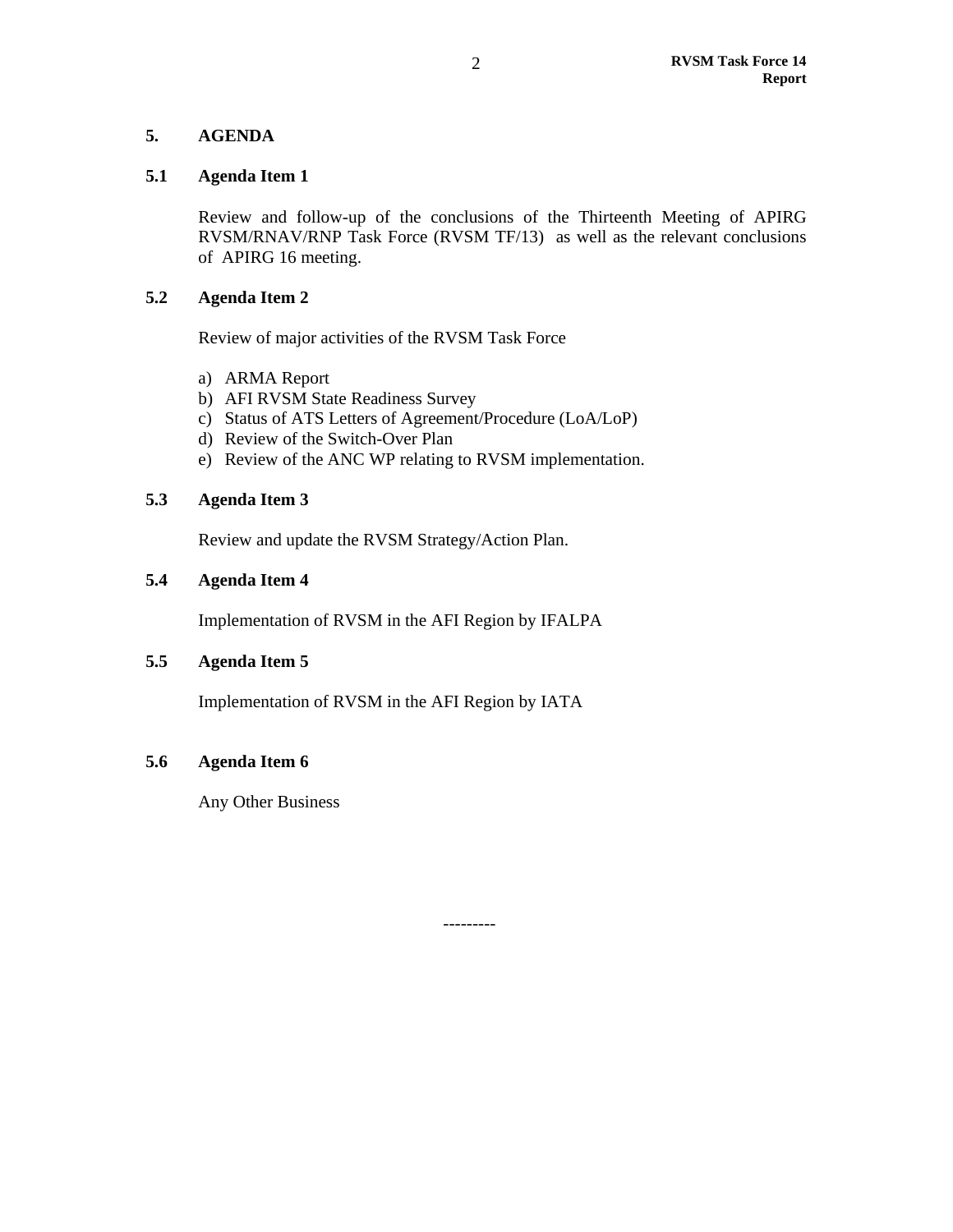## 5. AGENDA

### 5.1 Agenda Item 1

Review and follow-up of the conclusions of the Thirteenth Meeting of APIRG RVSM/RNAV/RNP Task Force (RVSM TF/13) as well as the relevant conclusions of APIRG 16 meeting.

### 5.2 Agenda Item 2

Review of major activities of the RVSM Task Force

a) ARMA Report
b) AFI RVSM State Readiness Survey
c) Status of ATS Letters of Agreement/Procedure (LoA/LoP)
d) Review of the Switch-Over Plan
e) Review of the ANC WP relating to RVSM implementation.

### 5.3 Agenda Item 3

Review and update the RVSM Strategy/Action Plan.

### 5.4 Agenda Item 4

Implementation of RVSM in the AFI Region by IFALPA

### 5.5 Agenda Item 5

Implementation of RVSM in the AFI Region by IATA

### 5.6 Agenda Item 6

Any Other Business

---------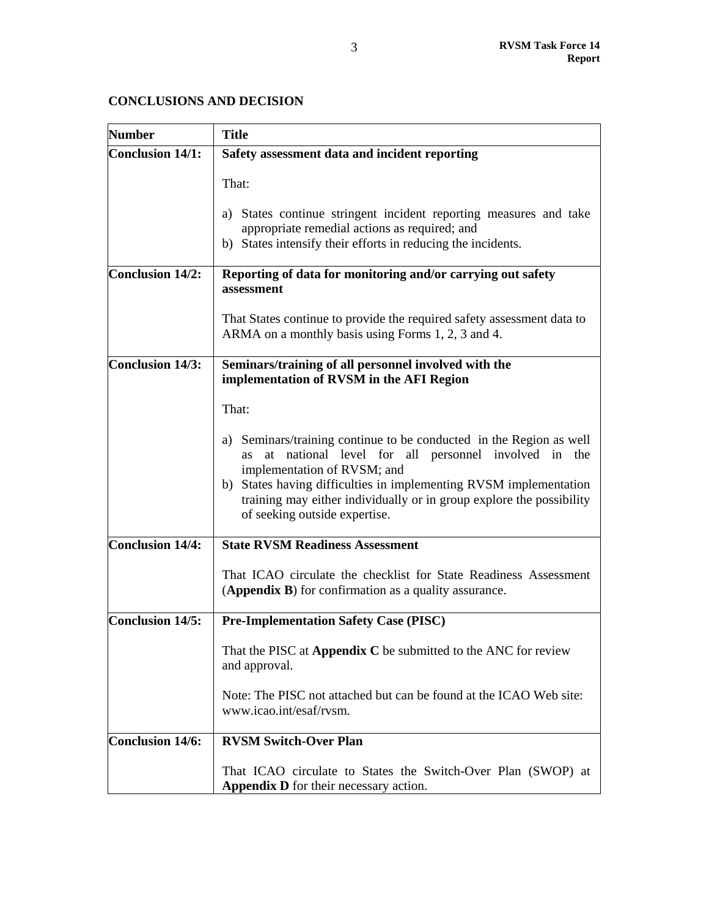## CONCLUSIONS AND DECISION

| Number | Title |
|---|---|
| **Conclusion 14/1:** | **Safety assessment data and incident reporting**<br><br>That:<br><br>a) States continue stringent incident reporting measures and take appropriate remedial actions as required; and<br>b) States intensify their efforts in reducing the incidents. |
| **Conclusion 14/2:** | **Reporting of data for monitoring and/or carrying out safety assessment**<br><br>That States continue to provide the required safety assessment data to ARMA on a monthly basis using Forms 1, 2, 3 and 4. |
| **Conclusion 14/3:** | **Seminars/training of all personnel involved with the implementation of RVSM in the AFI Region**<br><br>That:<br><br>a) Seminars/training continue to be conducted in the Region as well as at national level for all personnel involved in the implementation of RVSM; and<br>b) States having difficulties in implementing RVSM implementation training may either individually or in group explore the possibility of seeking outside expertise. |
| **Conclusion 14/4:** | **State RVSM Readiness Assessment**<br><br>That ICAO circulate the checklist for State Readiness Assessment (**Appendix B**) for confirmation as a quality assurance. |
| **Conclusion 14/5:** | **Pre-Implementation Safety Case (PISC)**<br><br>That the PISC at **Appendix C** be submitted to the ANC for review and approval.<br><br>Note: The PISC not attached but can be found at the ICAO Web site: www.icao.int/esaf/rvsm. |
| **Conclusion 14/6:** | **RVSM Switch-Over Plan**<br><br>That ICAO circulate to States the Switch-Over Plan (SWOP) at **Appendix D** for their necessary action. |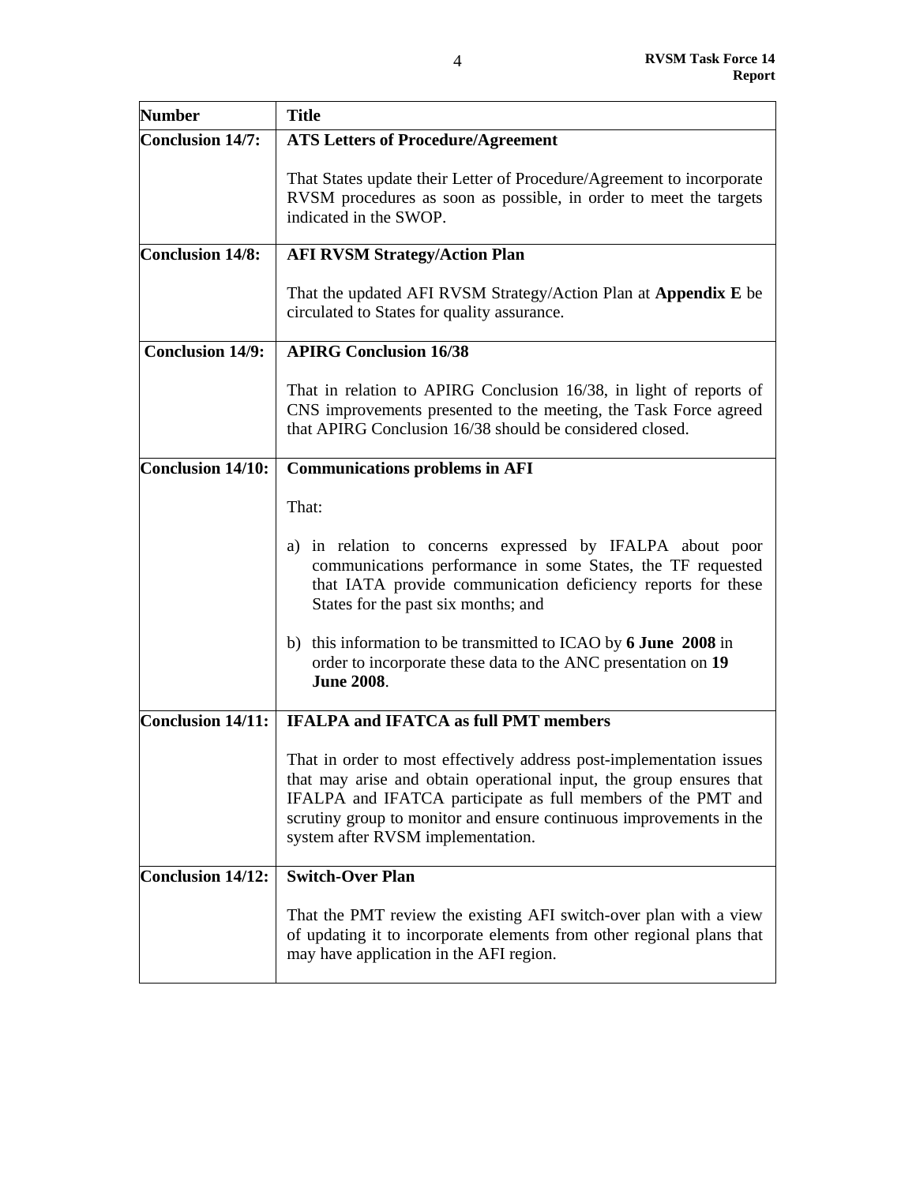| Number | Title |
|---|---|
| **Conclusion 14/7:** | **ATS Letters of Procedure/Agreement**<br><br>That States update their Letter of Procedure/Agreement to incorporate RVSM procedures as soon as possible, in order to meet the targets indicated in the SWOP. |
| **Conclusion 14/8:** | **AFI RVSM Strategy/Action Plan**<br><br>That the updated AFI RVSM Strategy/Action Plan at **Appendix E** be circulated to States for quality assurance. |
| **Conclusion 14/9:** | **APIRG Conclusion 16/38**<br><br>That in relation to APIRG Conclusion 16/38, in light of reports of CNS improvements presented to the meeting, the Task Force agreed that APIRG Conclusion 16/38 should be considered closed. |
| **Conclusion 14/10:** | **Communications problems in AFI**<br><br>That:<br><br>a) in relation to concerns expressed by IFALPA about poor communications performance in some States, the TF requested that IATA provide communication deficiency reports for these States for the past six months; and<br><br>b) this information to be transmitted to ICAO by **6 June 2008** in order to incorporate these data to the ANC presentation on **19 June 2008**. |
| **Conclusion 14/11:** | **IFALPA and IFATCA as full PMT members**<br><br>That in order to most effectively address post-implementation issues that may arise and obtain operational input, the group ensures that IFALPA and IFATCA participate as full members of the PMT and scrutiny group to monitor and ensure continuous improvements in the system after RVSM implementation. |
| **Conclusion 14/12:** | **Switch-Over Plan**<br><br>That the PMT review the existing AFI switch-over plan with a view of updating it to incorporate elements from other regional plans that may have application in the AFI region. |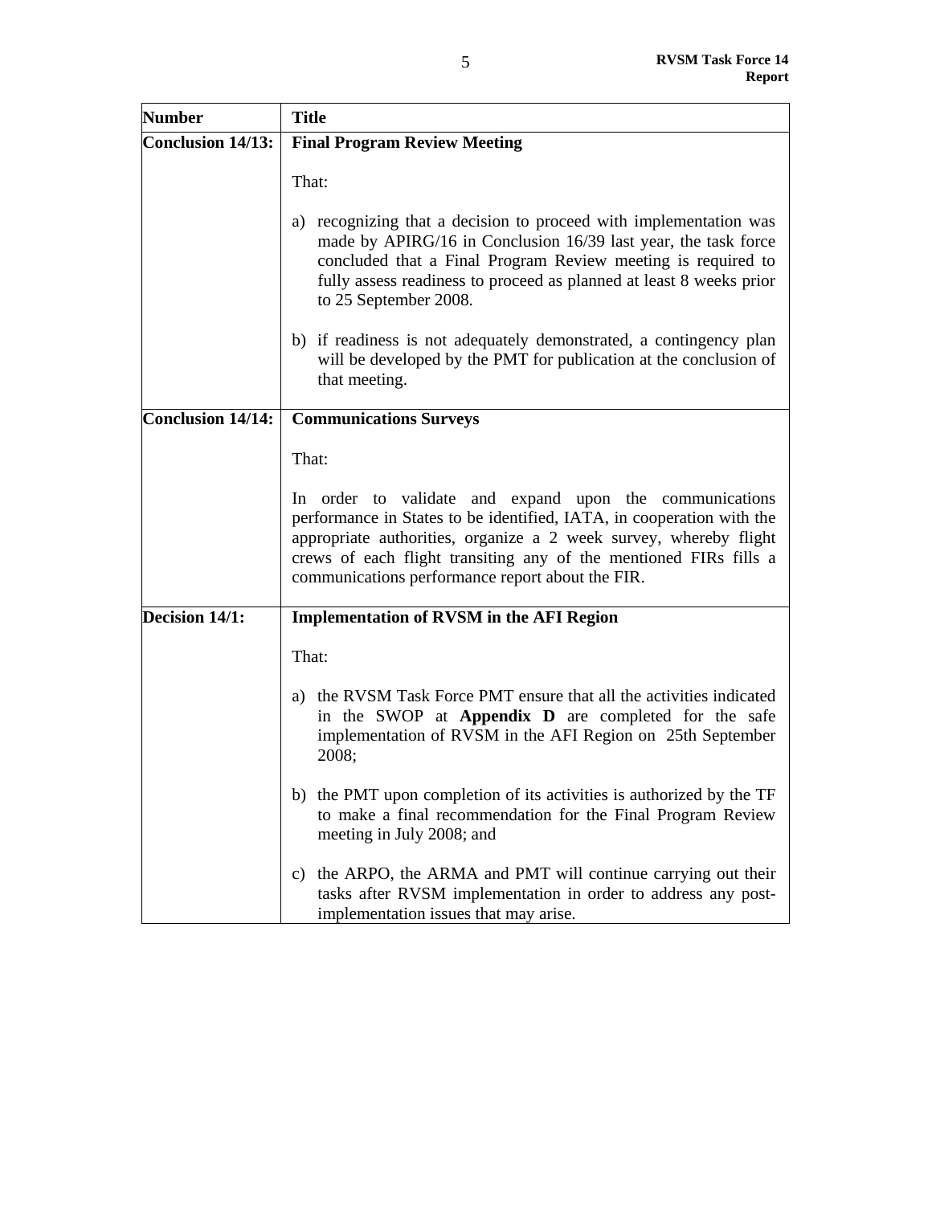| Number | Title |
|---|---|
| **Conclusion 14/13:** | **Final Program Review Meeting**<br><br>That:<br><br>a) recognizing that a decision to proceed with implementation was made by APIRG/16 in Conclusion 16/39 last year, the task force concluded that a Final Program Review meeting is required to fully assess readiness to proceed as planned at least 8 weeks prior to 25 September 2008.<br><br>b) if readiness is not adequately demonstrated, a contingency plan will be developed by the PMT for publication at the conclusion of that meeting. |
| **Conclusion 14/14:** | **Communications Surveys**<br><br>That:<br><br>In order to validate and expand upon the communications performance in States to be identified, IATA, in cooperation with the appropriate authorities, organize a 2 week survey, whereby flight crews of each flight transiting any of the mentioned FIRs fills a communications performance report about the FIR. |
| **Decision 14/1:** | **Implementation of RVSM in the AFI Region**<br><br>That:<br><br>a) the RVSM Task Force PMT ensure that all the activities indicated in the SWOP at **Appendix D** are completed for the safe implementation of RVSM in the AFI Region on 25th September 2008;<br><br>b) the PMT upon completion of its activities is authorized by the TF to make a final recommendation for the Final Program Review meeting in July 2008; and<br><br>c) the ARPO, the ARMA and PMT will continue carrying out their tasks after RVSM implementation in order to address any post-implementation issues that may arise. |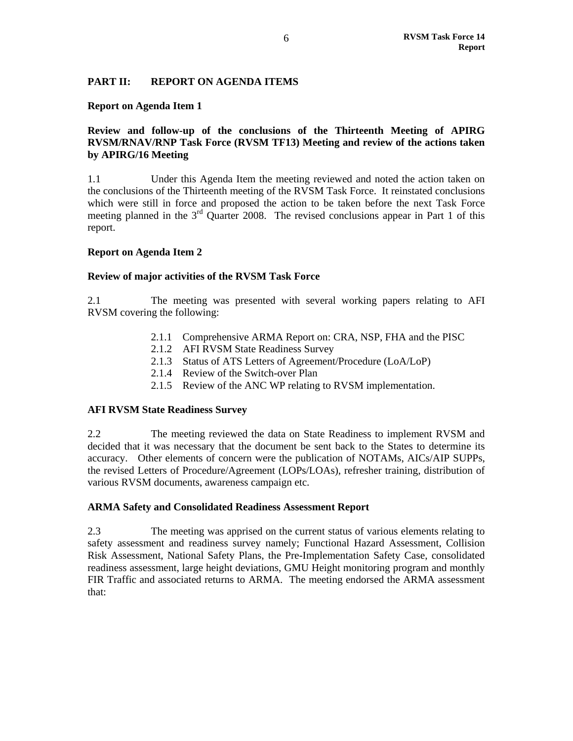## PART II: REPORT ON AGENDA ITEMS

### Report on Agenda Item 1

**Review and follow-up of the conclusions of the Thirteenth Meeting of APIRG RVSM/RNAV/RNP Task Force (RVSM TF13) Meeting and review of the actions taken by APIRG/16 Meeting**

1.1 Under this Agenda Item the meeting reviewed and noted the action taken on the conclusions of the Thirteenth meeting of the RVSM Task Force. It reinstated conclusions which were still in force and proposed the action to be taken before the next Task Force meeting planned in the 3rd Quarter 2008. The revised conclusions appear in Part 1 of this report.

### Report on Agenda Item 2

**Review of major activities of the RVSM Task Force**

2.1 The meeting was presented with several working papers relating to AFI RVSM covering the following:

- 2.1.1 Comprehensive ARMA Report on: CRA, NSP, FHA and the PISC
- 2.1.2 AFI RVSM State Readiness Survey
- 2.1.3 Status of ATS Letters of Agreement/Procedure (LoA/LoP)
- 2.1.4 Review of the Switch-over Plan
- 2.1.5 Review of the ANC WP relating to RVSM implementation.

**AFI RVSM State Readiness Survey**

2.2 The meeting reviewed the data on State Readiness to implement RVSM and decided that it was necessary that the document be sent back to the States to determine its accuracy. Other elements of concern were the publication of NOTAMs, AICs/AIP SUPPs, the revised Letters of Procedure/Agreement (LOPs/LOAs), refresher training, distribution of various RVSM documents, awareness campaign etc.

**ARMA Safety and Consolidated Readiness Assessment Report**

2.3 The meeting was apprised on the current status of various elements relating to safety assessment and readiness survey namely; Functional Hazard Assessment, Collision Risk Assessment, National Safety Plans, the Pre-Implementation Safety Case, consolidated readiness assessment, large height deviations, GMU Height monitoring program and monthly FIR Traffic and associated returns to ARMA. The meeting endorsed the ARMA assessment that: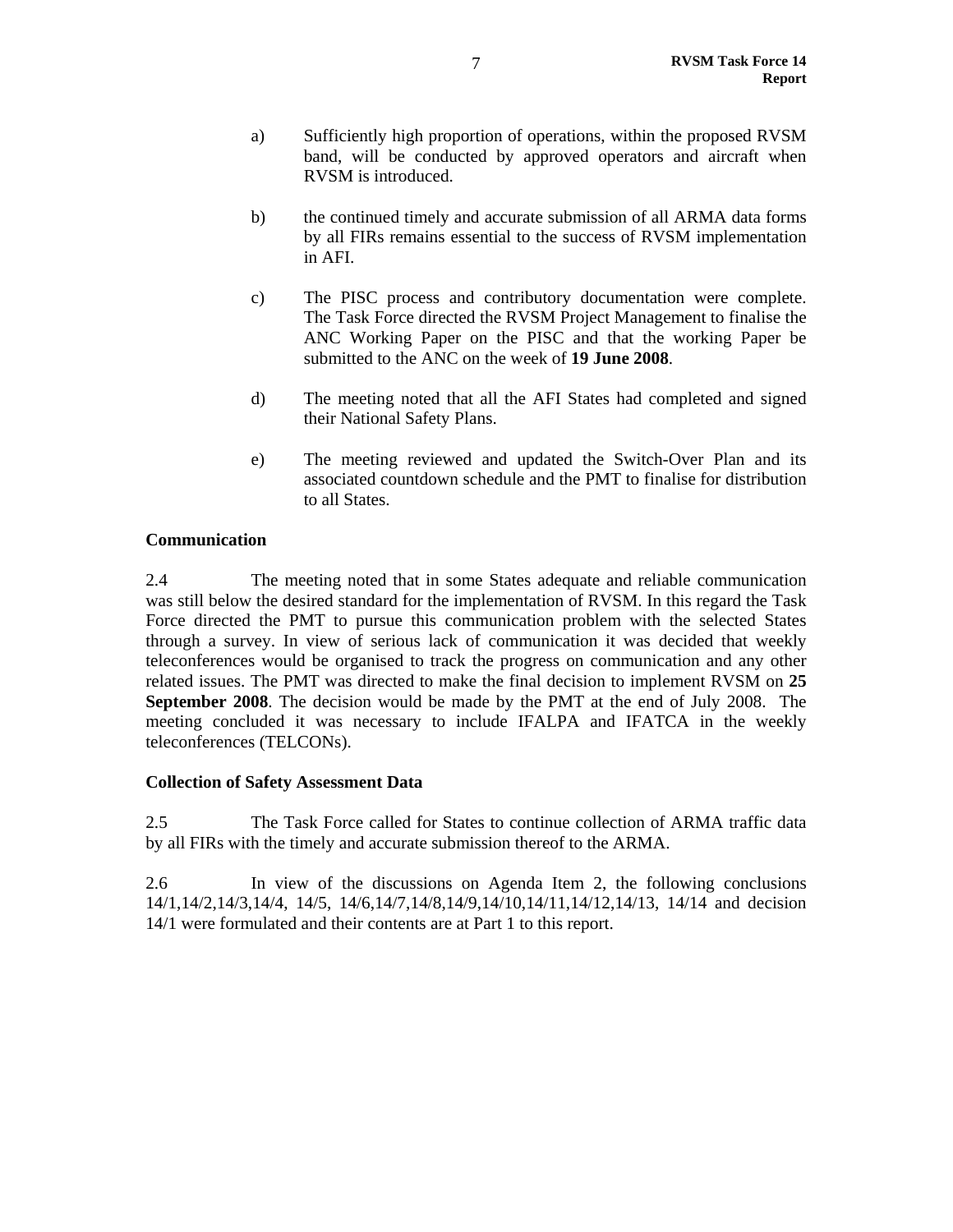a) Sufficiently high proportion of operations, within the proposed RVSM band, will be conducted by approved operators and aircraft when RVSM is introduced.

b) the continued timely and accurate submission of all ARMA data forms by all FIRs remains essential to the success of RVSM implementation in AFI.

c) The PISC process and contributory documentation were complete. The Task Force directed the RVSM Project Management to finalise the ANC Working Paper on the PISC and that the working Paper be submitted to the ANC on the week of **19 June 2008**.

d) The meeting noted that all the AFI States had completed and signed their National Safety Plans.

e) The meeting reviewed and updated the Switch-Over Plan and its associated countdown schedule and the PMT to finalise for distribution to all States.

**Communication**

2.4 The meeting noted that in some States adequate and reliable communication was still below the desired standard for the implementation of RVSM. In this regard the Task Force directed the PMT to pursue this communication problem with the selected States through a survey. In view of serious lack of communication it was decided that weekly teleconferences would be organised to track the progress on communication and any other related issues. The PMT was directed to make the final decision to implement RVSM on **25 September 2008**. The decision would be made by the PMT at the end of July 2008. The meeting concluded it was necessary to include IFALPA and IFATCA in the weekly teleconferences (TELCONs).

**Collection of Safety Assessment Data**

2.5 The Task Force called for States to continue collection of ARMA traffic data by all FIRs with the timely and accurate submission thereof to the ARMA.

2.6 In view of the discussions on Agenda Item 2, the following conclusions 14/1,14/2,14/3,14/4, 14/5, 14/6,14/7,14/8,14/9,14/10,14/11,14/12,14/13, 14/14 and decision 14/1 were formulated and their contents are at Part 1 to this report.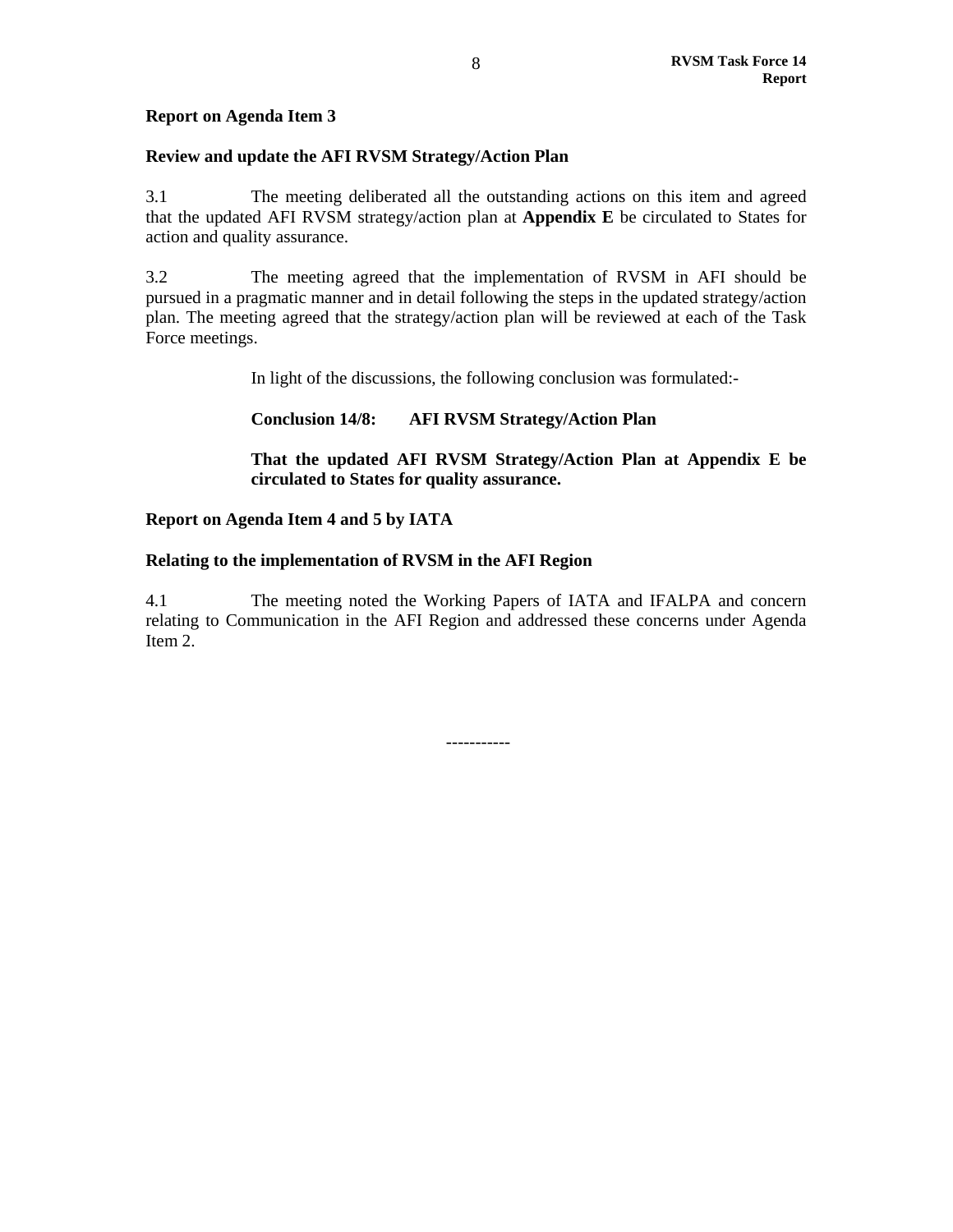**Report on Agenda Item 3**

**Review and update the AFI RVSM Strategy/Action Plan**

3.1 The meeting deliberated all the outstanding actions on this item and agreed that the updated AFI RVSM strategy/action plan at **Appendix E** be circulated to States for action and quality assurance.

3.2 The meeting agreed that the implementation of RVSM in AFI should be pursued in a pragmatic manner and in detail following the steps in the updated strategy/action plan. The meeting agreed that the strategy/action plan will be reviewed at each of the Task Force meetings.

In light of the discussions, the following conclusion was formulated:-

**Conclusion 14/8: AFI RVSM Strategy/Action Plan**

**That the updated AFI RVSM Strategy/Action Plan at Appendix E be circulated to States for quality assurance.**

**Report on Agenda Item 4 and 5 by IATA**

**Relating to the implementation of RVSM in the AFI Region**

4.1 The meeting noted the Working Papers of IATA and IFALPA and concern relating to Communication in the AFI Region and addressed these concerns under Agenda Item 2.

-----------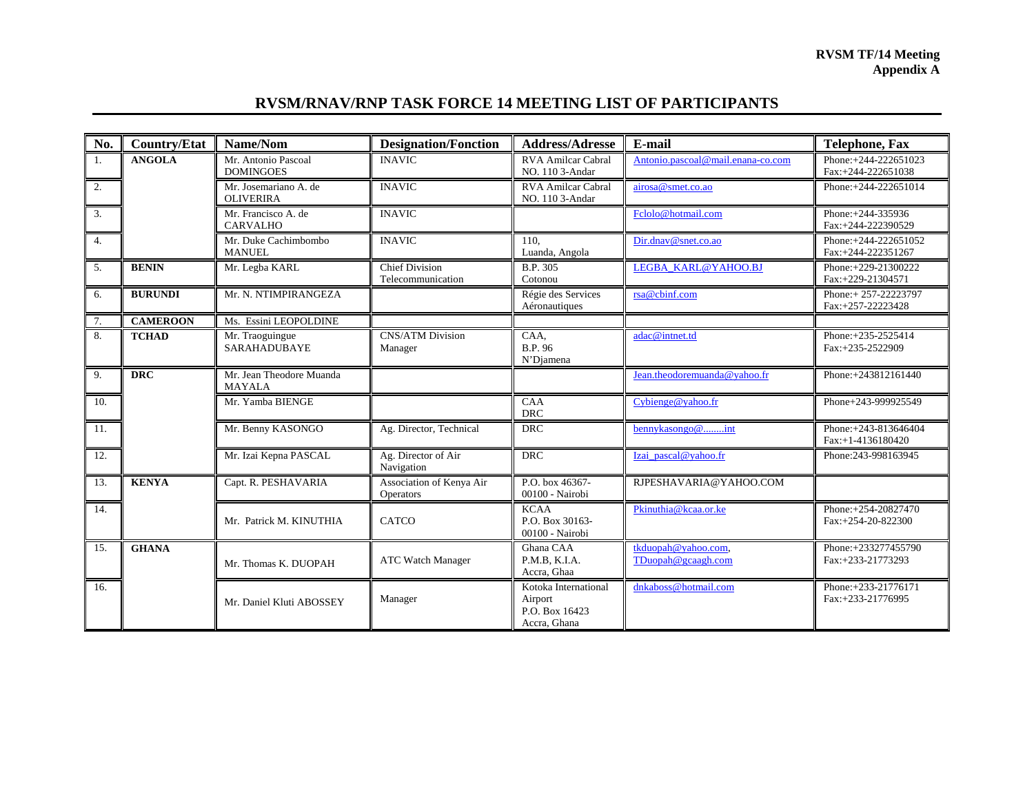**RVSM TF/14 Meeting**
**Appendix A**

## RVSM/RNAV/RNP TASK FORCE 14 MEETING LIST OF PARTICIPANTS

| No. | Country/Etat | Name/Nom | Designation/Fonction | Address/Adresse | E-mail | Telephone, Fax |
|---|---|---|---|---|---|---|
| 1. | **ANGOLA** | Mr. Antonio Pascoal DOMINGOES | INAVIC | RVA Amilcar Cabral NO. 110 3-Andar | Antonio.pascoal@mail.enana-co.com | Phone:+244-222651023 Fax:+244-222651038 |
| 2. | | Mr. Josemariano A. de OLIVERIRA | INAVIC | RVA Amilcar Cabral NO. 110 3-Andar | airosa@smet.co.ao | Phone:+244-222651014 |
| 3. | | Mr. Francisco A. de CARVALHO | INAVIC | | Fclolo@hotmail.com | Phone:+244-335936 Fax:+244-222390529 |
| 4. | | Mr. Duke Cachimbombo MANUEL | INAVIC | 110, Luanda, Angola | Dir.dnav@snet.co.ao | Phone:+244-222651052 Fax:+244-222351267 |
| 5. | **BENIN** | Mr. Legba KARL | Chief Division Telecommunication | B.P. 305 Cotonou | LEGBA_KARL@YAHOO.BJ | Phone:+229-21300222 Fax:+229-21304571 |
| 6. | **BURUNDI** | Mr. N. NTIMPIRANGEZA | | Régie des Services Aéronautiques | rsa@cbinf.com | Phone:+ 257-22223797 Fax:+257-22223428 |
| 7. | **CAMEROON** | Ms. Essini LEOPOLDINE | | | | |
| 8. | **TCHAD** | Mr. Traoguingue SARAHADUBAYE | CNS/ATM Division Manager | CAA, B.P. 96 N'Djamena | adac@intnet.td | Phone:+235-2525414 Fax:+235-2522909 |
| 9. | **DRC** | Mr. Jean Theodore Muanda MAYALA | | | Jean.theodoremuanda@yahoo.fr | Phone:+243812161440 |
| 10. | | Mr. Yamba BIENGE | | CAA DRC | Cybienge@yahoo.fr | Phone+243-999925549 |
| 11. | | Mr. Benny KASONGO | Ag. Director, Technical | DRC | bennykasongo@........int | Phone:+243-813646404 Fax:+1-4136180420 |
| 12. | | Mr. Izai Kepna PASCAL | Ag. Director of Air Navigation | DRC | Izai_pascal@yahoo.fr | Phone:243-998163945 |
| 13. | **KENYA** | Capt. R. PESHAVARIA | Association of Kenya Air Operators | P.O. box 46367-00100 - Nairobi | RJPESHAVARIA@YAHOO.COM | |
| 14. | | Mr. Patrick M. KINUTHIA | CATCO | KCAA P.O. Box 30163-00100 - Nairobi | Pkinuthia@kcaa.or.ke | Phone:+254-20827470 Fax:+254-20-822300 |
| 15. | **GHANA** | Mr. Thomas K. DUOPAH | ATC Watch Manager | Ghana CAA P.M.B, K.I.A. Accra, Ghaa | tkduopah@yahoo.com, TDuopah@gcaagh.com | Phone:+233277455790 Fax:+233-21773293 |
| 16. | | Mr. Daniel Kluti ABOSSEY | Manager | Kotoka International Airport P.O. Box 16423 Accra, Ghana | dnkaboss@hotmail.com | Phone:+233-21776171 Fax:+233-21776995 |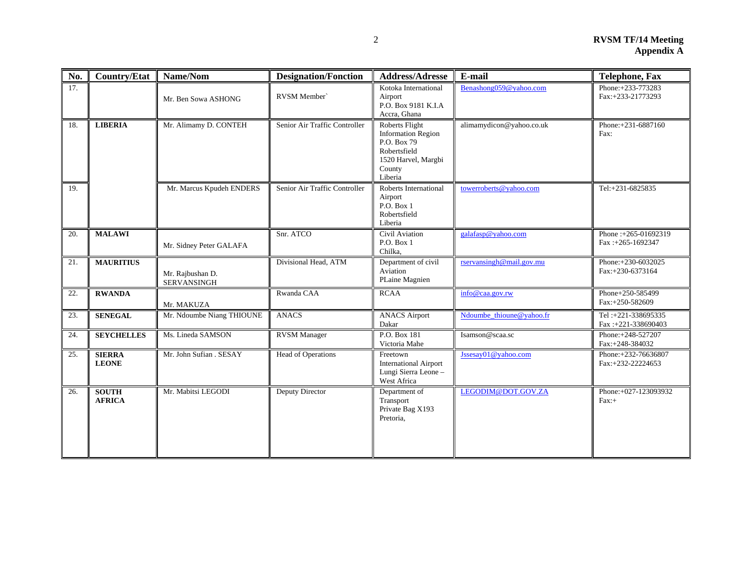| No. | Country/Etat | Name/Nom | Designation/Fonction | Address/Adresse | E-mail | Telephone, Fax |
|---|---|---|---|---|---|---|
| 17. | | Mr. Ben Sowa ASHONG | RVSM Member` | Kotoka International Airport P.O. Box 9181 K.I.A Accra, Ghana | Benashong059@yahoo.com | Phone:+233-773283 Fax:+233-21773293 |
| 18. | **LIBERIA** | Mr. Alimamy D. CONTEH | Senior Air Traffic Controller | Roberts Flight Information Region P.O. Box 79 Robertsfield 1520 Harvel, Margbi County Liberia | alimamydicon@yahoo.co.uk | Phone:+231-6887160 Fax: |
| 19. | | Mr. Marcus Kpudeh ENDERS | Senior Air Traffic Controller | Roberts International Airport P.O. Box 1 Robertsfield Liberia | towerroberts@yahoo.com | Tel:+231-6825835 |
| 20. | **MALAWI** | Mr. Sidney Peter GALAFA | Snr. ATCO | Civil Aviation P.O. Box 1 Chilka, | galafasp@yahoo.com | Phone :+265-01692319 Fax :+265-1692347 |
| 21. | **MAURITIUS** | Mr. Rajbushan D. SERVANSINGH | Divisional Head, ATM | Department of civil Aviation PLaine Magnien | rservansingh@mail.gov.mu | Phone:+230-6032025 Fax:+230-6373164 |
| 22. | **RWANDA** | Mr. MAKUZA | Rwanda CAA | RCAA | info@caa.gov.rw | Phone+250-585499 Fax:+250-582609 |
| 23. | **SENEGAL** | Mr. Ndoumbe Niang THIOUNE | ANACS | ANACS Airport Dakar | Ndoumbe_thioune@yahoo.fr | Tel :+221-338695335 Fax :+221-338690403 |
| 24. | **SEYCHELLES** | Ms. Lineda SAMSON | RVSM Manager | P.O. Box 181 Victoria Mahe | Isamson@scaa.sc | Phone:+248-527207 Fax:+248-384032 |
| 25. | **SIERRA LEONE** | Mr. John Sufian . SESAY | Head of Operations | Freetown International Airport Lungi Sierra Leone – West Africa | Jssesay01@yahoo.com | Phone:+232-76636807 Fax:+232-22224653 |
| 26. | **SOUTH AFRICA** | Mr. Mabitsi LEGODI | Deputy Director | Department of Transport Private Bag X193 Pretoria, | LEGODIM@DOT.GOV.ZA | Phone:+027-123093932 Fax:+ |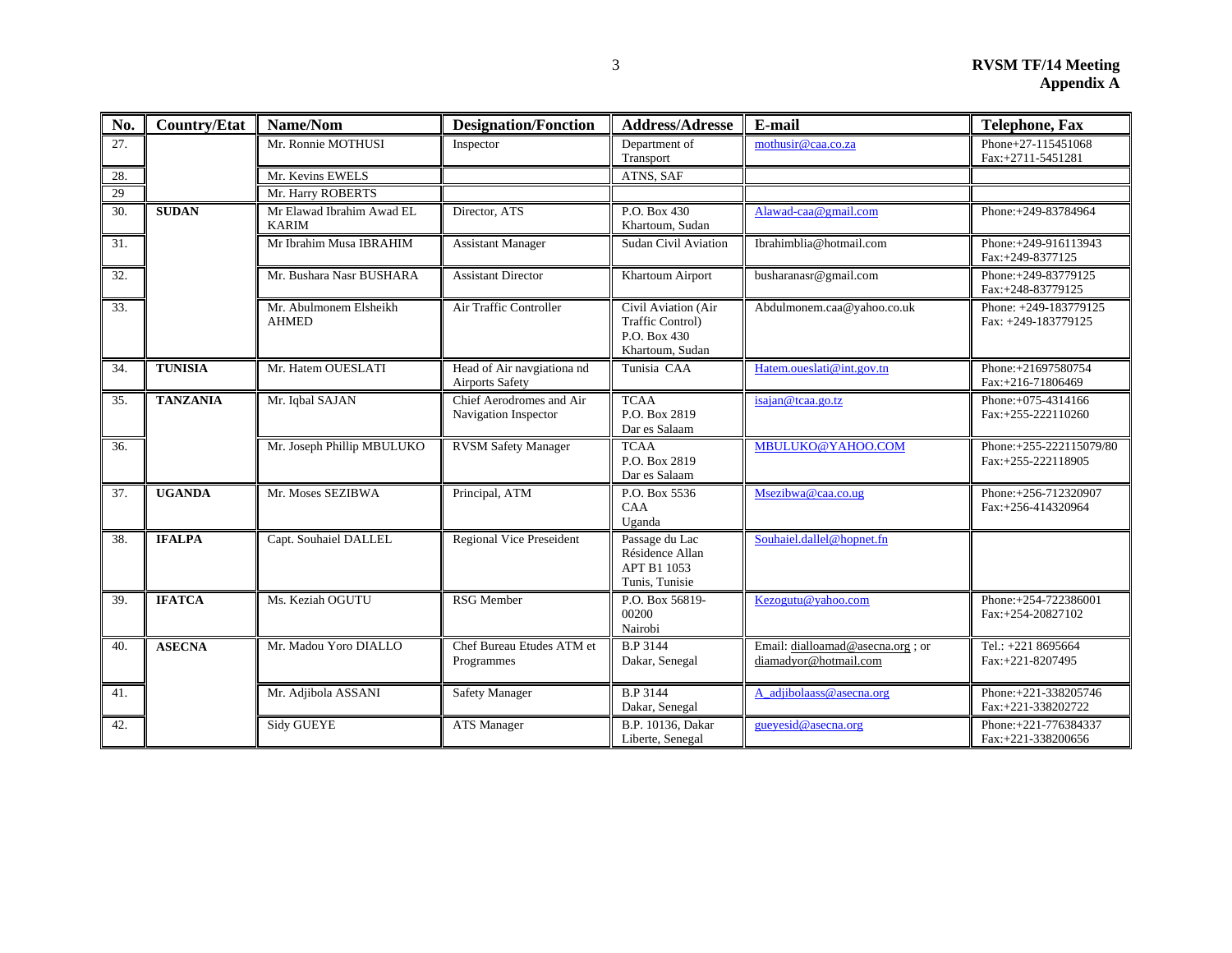| No. | Country/Etat | Name/Nom | Designation/Fonction | Address/Adresse | E-mail | Telephone, Fax |
|---|---|---|---|---|---|---|
| 27. | | Mr. Ronnie MOTHUSI | Inspector | Department of Transport | mothusir@caa.co.za | Phone+27-115451068 Fax:+2711-5451281 |
| 28. | | Mr. Kevins EWELS | | ATNS, SAF | | |
| 29 | | Mr. Harry ROBERTS | | | | |
| 30. | **SUDAN** | Mr Elawad Ibrahim Awad EL KARIM | Director, ATS | P.O. Box 430 Khartoum, Sudan | Alawad-caa@gmail.com | Phone:+249-83784964 |
| 31. | | Mr Ibrahim Musa IBRAHIM | Assistant Manager | Sudan Civil Aviation | Ibrahimblia@hotmail.com | Phone:+249-916113943 Fax:+249-8377125 |
| 32. | | Mr. Bushara Nasr BUSHARA | Assistant Director | Khartoum Airport | busharanasr@gmail.com | Phone:+249-83779125 Fax:+248-83779125 |
| 33. | | Mr. Abulmonem Elsheikh AHMED | Air Traffic Controller | Civil Aviation (Air Traffic Control) P.O. Box 430 Khartoum, Sudan | Abdulmonem.caa@yahoo.co.uk | Phone: +249-183779125 Fax: +249-183779125 |
| 34. | **TUNISIA** | Mr. Hatem OUESLATI | Head of Air navgiationa nd Airports Safety | Tunisia CAA | Hatem.oueslati@int.gov.tn | Phone:+21697580754 Fax:+216-71806469 |
| 35. | **TANZANIA** | Mr. Iqbal SAJAN | Chief Aerodromes and Air Navigation Inspector | TCAA P.O. Box 2819 Dar es Salaam | isajan@tcaa.go.tz | Phone:+075-4314166 Fax:+255-222110260 |
| 36. | | Mr. Joseph Phillip MBULUKO | RVSM Safety Manager | TCAA P.O. Box 2819 Dar es Salaam | MBULUKO@YAHOO.COM | Phone:+255-222115079/80 Fax:+255-222118905 |
| 37. | **UGANDA** | Mr. Moses SEZIBWA | Principal, ATM | P.O. Box 5536 CAA Uganda | Msezibwa@caa.co.ug | Phone:+256-712320907 Fax:+256-414320964 |
| 38. | **IFALPA** | Capt. Souhaiel DALLEL | Regional Vice Preseident | Passage du Lac Résidence Allan APT B1 1053 Tunis, Tunisie | Souhaiel.dallel@hopnet.fn | |
| 39. | **IFATCA** | Ms. Keziah OGUTU | RSG Member | P.O. Box 56819-00200 Nairobi | Kezogutu@yahoo.com | Phone:+254-722386001 Fax:+254-20827102 |
| 40. | **ASECNA** | Mr. Madou Yoro DIALLO | Chef Bureau Etudes ATM et Programmes | B.P 3144 Dakar, Senegal | Email: dialloamad@asecna.org ; or diamadyor@hotmail.com | Tel.: +221 8695664 Fax:+221-8207495 |
| 41. | | Mr. Adjibola ASSANI | Safety Manager | B.P 3144 Dakar, Senegal | A_adjibolaass@asecna.org | Phone:+221-338205746 Fax:+221-338202722 |
| 42. | | Sidy GUEYE | ATS Manager | B.P. 10136, Dakar Liberte, Senegal | gueyesid@asecna.org | Phone:+221-776384337 Fax:+221-338200656 |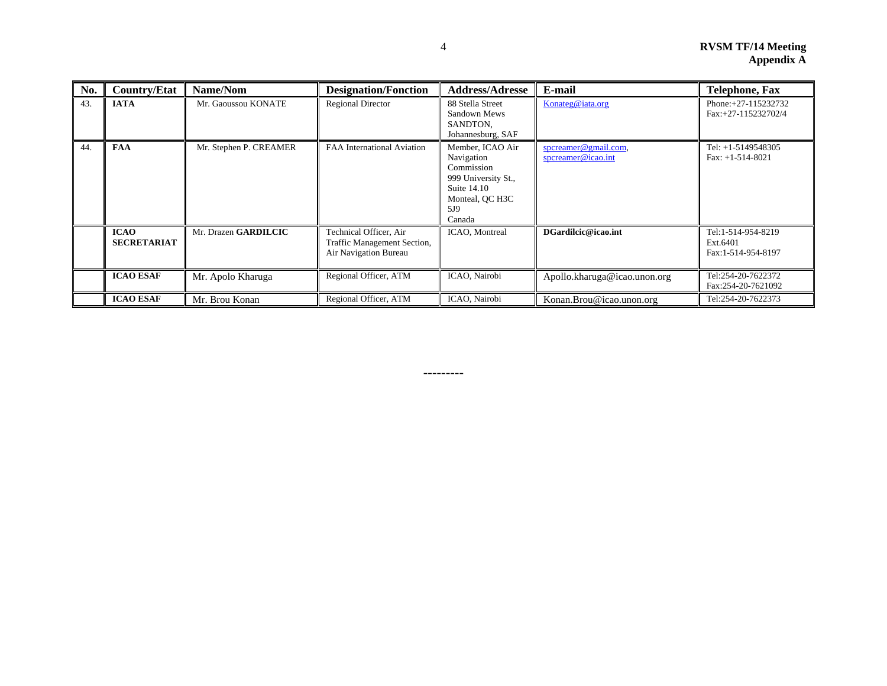| No. | Country/Etat | Name/Nom | Designation/Fonction | Address/Adresse | E-mail | Telephone, Fax |
|---|---|---|---|---|---|---|
| 43. | **IATA** | Mr. Gaoussou KONATE | Regional Director | 88 Stella Street Sandown Mews SANDTON, Johannesburg, SAF | Konateg@iata.org | Phone:+27-115232732 Fax:+27-115232702/4 |
| 44. | **FAA** | Mr. Stephen P. CREAMER | FAA International Aviation | Member, ICAO Air Navigation Commission 999 University St., Suite 14.10 Monteal, QC H3C 5J9 Canada | spcreamer@gmail.com, spcreamer@icao.int | Tel: +1-5149548305 Fax: +1-514-8021 |
| | **ICAO SECRETARIAT** | Mr. Drazen **GARDILCIC** | Technical Officer, Air Traffic Management Section, Air Navigation Bureau | ICAO, Montreal | **DGardilcic@icao.int** | Tel:1-514-954-8219 Ext.6401 Fax:1-514-954-8197 |
| | **ICAO ESAF** | Mr. Apolo Kharuga | Regional Officer, ATM | ICAO, Nairobi | Apollo.kharuga@icao.unon.org | Tel:254-20-7622372 Fax:254-20-7621092 |
| | **ICAO ESAF** | Mr. Brou Konan | Regional Officer, ATM | ICAO, Nairobi | Konan.Brou@icao.unon.org | Tel:254-20-7622373 |

---------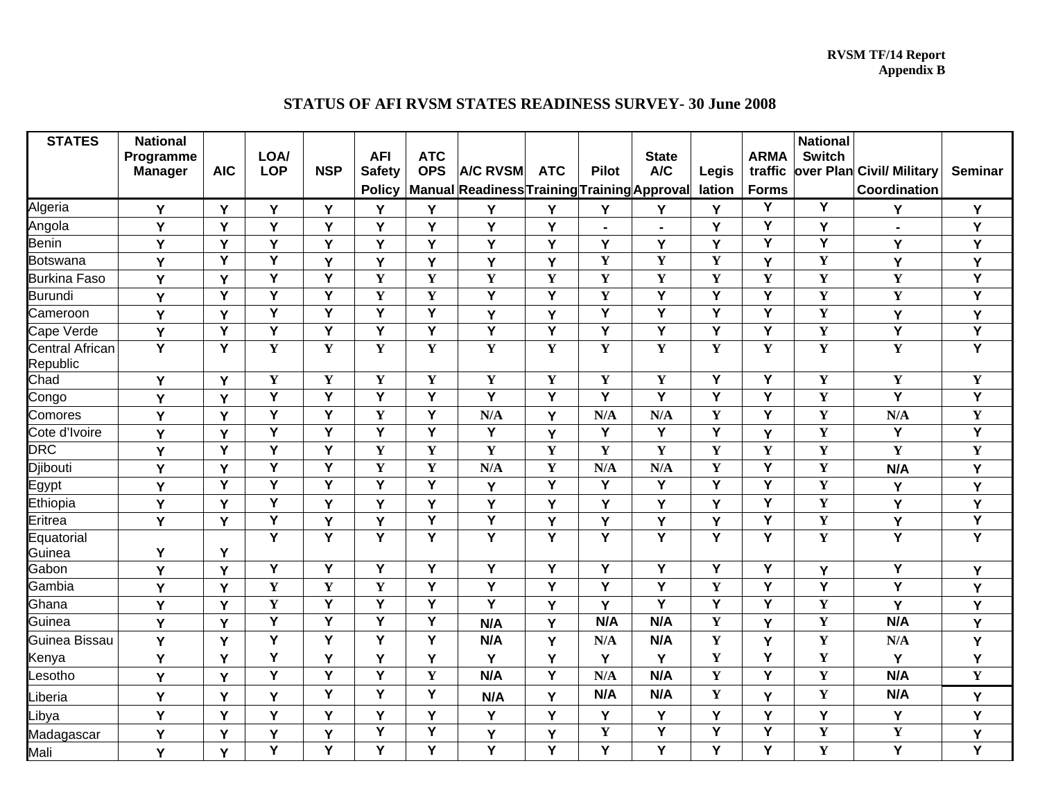RVSM TF/14 Report
Appendix B

## STATUS OF AFI RVSM STATES READINESS SURVEY- 30 June 2008

| STATES | National Programme Manager | AIC | LOA/ LOP | NSP | AFI Safety Policy | ATC OPS Manual | A/C RVSM Readiness | ATC Training | Pilot Training | State A/C Approval | Legis lation | ARMA traffic Forms | National Switch over Plan | Civil/ Military Coordination | Seminar |
|---|---|---|---|---|---|---|---|---|---|---|---|---|---|---|---|
| Algeria | Y | Y | Y | Y | Y | Y | Y | Y | Y | Y | Y | Y | Y | Y | Y |
| Angola | Y | Y | Y | Y | Y | Y | Y | Y | - | - | Y | Y | Y | - | Y |
| Benin | Y | Y | Y | Y | Y | Y | Y | Y | Y | Y | Y | Y | Y | Y | Y |
| Botswana | Y | Y | Y | Y | Y | Y | Y | Y | Y | Y | Y | Y | Y | Y | Y |
| Burkina Faso | Y | Y | Y | Y | Y | Y | Y | Y | Y | Y | Y | Y | Y | Y | Y |
| Burundi | Y | Y | Y | Y | Y | Y | Y | Y | Y | Y | Y | Y | Y | Y | Y |
| Cameroon | Y | Y | Y | Y | Y | Y | Y | Y | Y | Y | Y | Y | Y | Y | Y |
| Cape Verde | Y | Y | Y | Y | Y | Y | Y | Y | Y | Y | Y | Y | Y | Y | Y |
| Central African Republic | Y | Y | Y | Y | Y | Y | Y | Y | Y | Y | Y | Y | Y | Y | Y |
| Chad | Y | Y | Y | Y | Y | Y | Y | Y | Y | Y | Y | Y | Y | Y | Y |
| Congo | Y | Y | Y | Y | Y | Y | Y | Y | Y | Y | Y | Y | Y | Y | Y |
| Comores | Y | Y | Y | Y | Y | Y | N/A | Y | N/A | N/A | Y | Y | Y | N/A | Y |
| Cote d'Ivoire | Y | Y | Y | Y | Y | Y | Y | Y | Y | Y | Y | Y | Y | Y | Y |
| DRC | Y | Y | Y | Y | Y | Y | Y | Y | Y | Y | Y | Y | Y | Y | Y |
| Djibouti | Y | Y | Y | Y | Y | Y | N/A | Y | N/A | N/A | Y | Y | Y | N/A | Y |
| Egypt | Y | Y | Y | Y | Y | Y | Y | Y | Y | Y | Y | Y | Y | Y | Y |
| Ethiopia | Y | Y | Y | Y | Y | Y | Y | Y | Y | Y | Y | Y | Y | Y | Y |
| Eritrea | Y | Y | Y | Y | Y | Y | Y | Y | Y | Y | Y | Y | Y | Y | Y |
| Equatorial Guinea | Y | Y | Y | Y | Y | Y | Y | Y | Y | Y | Y | Y | Y | Y | Y |
| Gabon | Y | Y | Y | Y | Y | Y | Y | Y | Y | Y | Y | Y | Y | Y | Y |
| Gambia | Y | Y | Y | Y | Y | Y | Y | Y | Y | Y | Y | Y | Y | Y | Y |
| Ghana | Y | Y | Y | Y | Y | Y | Y | Y | Y | Y | Y | Y | Y | Y | Y |
| Guinea | Y | Y | Y | Y | Y | Y | N/A | Y | N/A | N/A | Y | Y | Y | N/A | Y |
| Guinea Bissau | Y | Y | Y | Y | Y | Y | N/A | Y | N/A | N/A | Y | Y | Y | N/A | Y |
| Kenya | Y | Y | Y | Y | Y | Y | Y | Y | Y | Y | Y | Y | Y | Y | Y |
| Lesotho | Y | Y | Y | Y | Y | Y | N/A | Y | N/A | N/A | Y | Y | Y | N/A | Y |
| Liberia | Y | Y | Y | Y | Y | Y | N/A | Y | N/A | N/A | Y | Y | Y | N/A | Y |
| Libya | Y | Y | Y | Y | Y | Y | Y | Y | Y | Y | Y | Y | Y | Y | Y |
| Madagascar | Y | Y | Y | Y | Y | Y | Y | Y | Y | Y | Y | Y | Y | Y | Y |
| Mali | Y | Y | Y | Y | Y | Y | Y | Y | Y | Y | Y | Y | Y | Y | Y |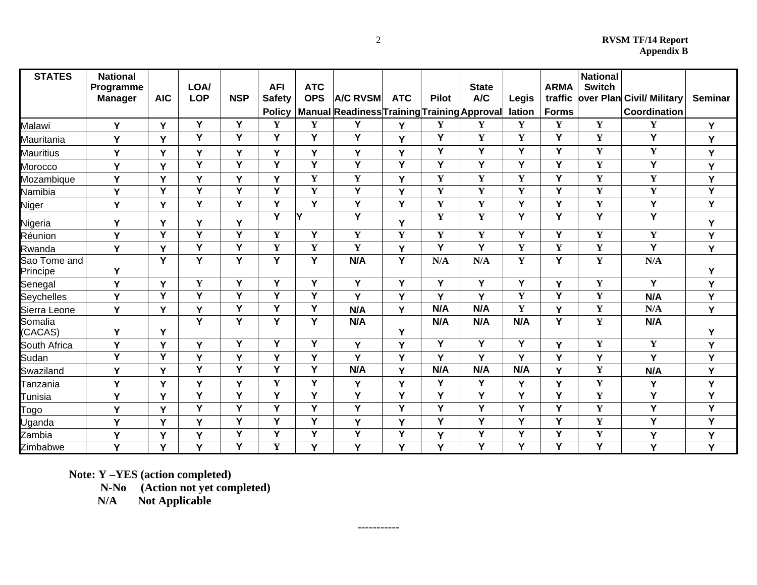| STATES | National Programme Manager | AIC | LOA/ LOP | NSP | AFI Safety Policy | ATC OPS Manual | A/C RVSM Readiness | ATC Training | Pilot Training | State A/C Approval | Legis lation | ARMA traffic Forms | National Switch over Plan | Civil/ Military Coordination | Seminar |
|---|---|---|---|---|---|---|---|---|---|---|---|---|---|---|---|
| Malawi | Y | Y | Y | Y | Y | Y | Y | Y | Y | Y | Y | Y | Y | Y | Y |
| Mauritania | Y | Y | Y | Y | Y | Y | Y | Y | Y | Y | Y | Y | Y | Y | Y |
| Mauritius | Y | Y | Y | Y | Y | Y | Y | Y | Y | Y | Y | Y | Y | Y | Y |
| Morocco | Y | Y | Y | Y | Y | Y | Y | Y | Y | Y | Y | Y | Y | Y | Y |
| Mozambique | Y | Y | Y | Y | Y | Y | Y | Y | Y | Y | Y | Y | Y | Y | Y |
| Namibia | Y | Y | Y | Y | Y | Y | Y | Y | Y | Y | Y | Y | Y | Y | Y |
| Niger | Y | Y | Y | Y | Y | Y | Y | Y | Y | Y | Y | Y | Y | Y | Y |
| Nigeria | Y | Y | Y | Y | Y | Y | Y | Y | Y | Y | Y | Y | Y | Y | Y |
| Réunion | Y | Y | Y | Y | Y | Y | Y | Y | Y | Y | Y | Y | Y | Y | Y |
| Rwanda | Y | Y | Y | Y | Y | Y | Y | Y | Y | Y | Y | Y | Y | Y | Y |
| Sao Tome and Principe | Y | Y | Y | Y | Y | Y | N/A | Y | N/A | N/A | Y | Y | Y | N/A | Y |
| Senegal | Y | Y | Y | Y | Y | Y | Y | Y | Y | Y | Y | Y | Y | Y | Y |
| Seychelles | Y | Y | Y | Y | Y | Y | Y | Y | Y | Y | Y | Y | Y | N/A | Y |
| Sierra Leone | Y | Y | Y | Y | Y | Y | N/A | Y | N/A | N/A | Y | Y | Y | N/A | Y |
| Somalia (CACAS) | Y | Y | Y | Y | Y | Y | N/A | Y | N/A | N/A | N/A | Y | Y | N/A | Y |
| South Africa | Y | Y | Y | Y | Y | Y | Y | Y | Y | Y | Y | Y | Y | Y | Y |
| Sudan | Y | Y | Y | Y | Y | Y | Y | Y | Y | Y | Y | Y | Y | Y | Y |
| Swaziland | Y | Y | Y | Y | Y | Y | N/A | Y | N/A | N/A | N/A | Y | Y | N/A | Y |
| Tanzania | Y | Y | Y | Y | Y | Y | Y | Y | Y | Y | Y | Y | Y | Y | Y |
| Tunisia | Y | Y | Y | Y | Y | Y | Y | Y | Y | Y | Y | Y | Y | Y | Y |
| Togo | Y | Y | Y | Y | Y | Y | Y | Y | Y | Y | Y | Y | Y | Y | Y |
| Uganda | Y | Y | Y | Y | Y | Y | Y | Y | Y | Y | Y | Y | Y | Y | Y |
| Zambia | Y | Y | Y | Y | Y | Y | Y | Y | Y | Y | Y | Y | Y | Y | Y |
| Zimbabwe | Y | Y | Y | Y | Y | Y | Y | Y | Y | Y | Y | Y | Y | Y | Y |

**Note: Y –YES (action completed)**
**N-No (Action not yet completed)**
**N/A Not Applicable**

-----------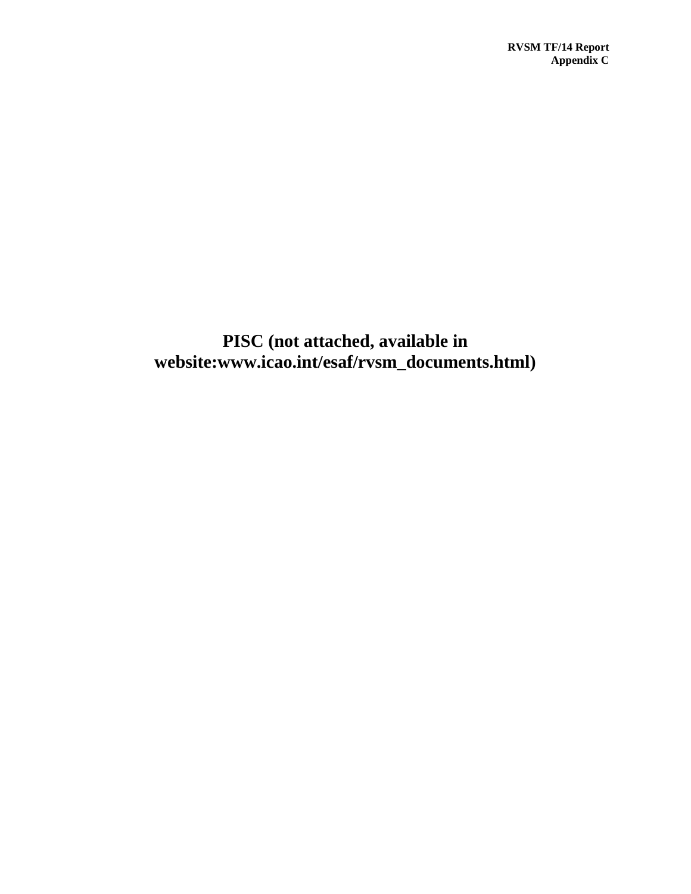**PISC (not attached, available in website:www.icao.int/esaf/rvsm_documents.html)**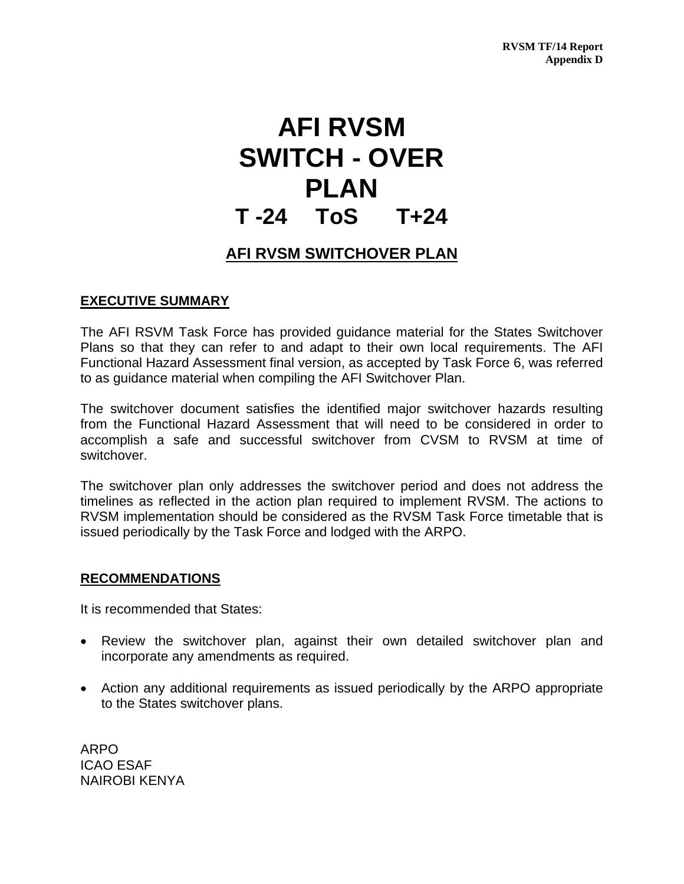# AFI RVSM SWITCH - OVER PLAN

## T -24 ToS T+24

## AFI RVSM SWITCHOVER PLAN

### EXECUTIVE SUMMARY

The AFI RSVM Task Force has provided guidance material for the States Switchover Plans so that they can refer to and adapt to their own local requirements. The AFI Functional Hazard Assessment final version, as accepted by Task Force 6, was referred to as guidance material when compiling the AFI Switchover Plan.

The switchover document satisfies the identified major switchover hazards resulting from the Functional Hazard Assessment that will need to be considered in order to accomplish a safe and successful switchover from CVSM to RVSM at time of switchover.

The switchover plan only addresses the switchover period and does not address the timelines as reflected in the action plan required to implement RVSM. The actions to RVSM implementation should be considered as the RVSM Task Force timetable that is issued periodically by the Task Force and lodged with the ARPO.

### RECOMMENDATIONS

It is recommended that States:

- Review the switchover plan, against their own detailed switchover plan and incorporate any amendments as required.
- Action any additional requirements as issued periodically by the ARPO appropriate to the States switchover plans.

ARPO
ICAO ESAF
NAIROBI KENYA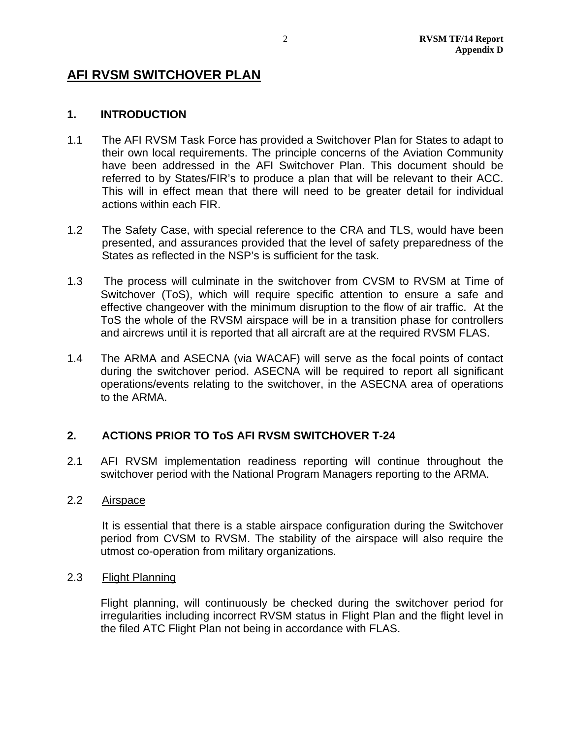## AFI RVSM SWITCHOVER PLAN

### 1. INTRODUCTION

1.1 The AFI RVSM Task Force has provided a Switchover Plan for States to adapt to their own local requirements. The principle concerns of the Aviation Community have been addressed in the AFI Switchover Plan. This document should be referred to by States/FIR's to produce a plan that will be relevant to their ACC. This will in effect mean that there will need to be greater detail for individual actions within each FIR.

1.2 The Safety Case, with special reference to the CRA and TLS, would have been presented, and assurances provided that the level of safety preparedness of the States as reflected in the NSP's is sufficient for the task.

1.3 The process will culminate in the switchover from CVSM to RVSM at Time of Switchover (ToS), which will require specific attention to ensure a safe and effective changeover with the minimum disruption to the flow of air traffic. At the ToS the whole of the RVSM airspace will be in a transition phase for controllers and aircrews until it is reported that all aircraft are at the required RVSM FLAS.

1.4 The ARMA and ASECNA (via WACAF) will serve as the focal points of contact during the switchover period. ASECNA will be required to report all significant operations/events relating to the switchover, in the ASECNA area of operations to the ARMA.

### 2. ACTIONS PRIOR TO ToS AFI RVSM SWITCHOVER T-24

2.1 AFI RVSM implementation readiness reporting will continue throughout the switchover period with the National Program Managers reporting to the ARMA.

2.2 Airspace

It is essential that there is a stable airspace configuration during the Switchover period from CVSM to RVSM. The stability of the airspace will also require the utmost co-operation from military organizations.

2.3 Flight Planning

Flight planning, will continuously be checked during the switchover period for irregularities including incorrect RVSM status in Flight Plan and the flight level in the filed ATC Flight Plan not being in accordance with FLAS.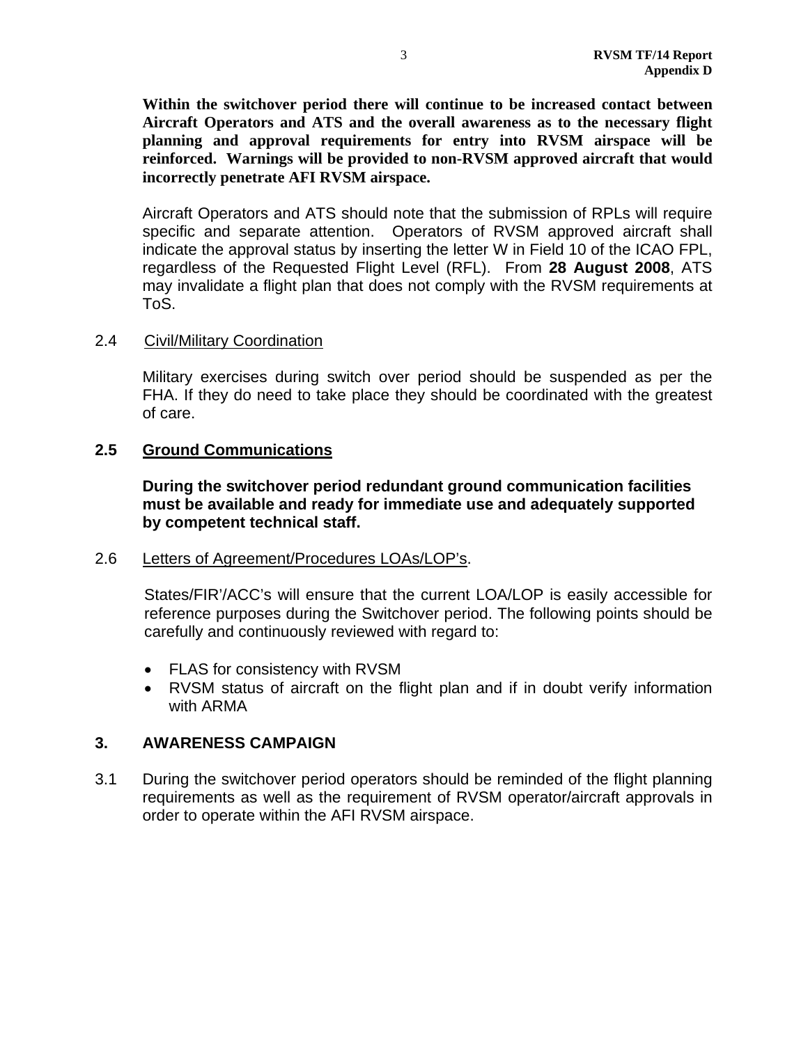**Within the switchover period there will continue to be increased contact between Aircraft Operators and ATS and the overall awareness as to the necessary flight planning and approval requirements for entry into RVSM airspace will be reinforced. Warnings will be provided to non-RVSM approved aircraft that would incorrectly penetrate AFI RVSM airspace.**

Aircraft Operators and ATS should note that the submission of RPLs will require specific and separate attention. Operators of RVSM approved aircraft shall indicate the approval status by inserting the letter W in Field 10 of the ICAO FPL, regardless of the Requested Flight Level (RFL). From **28 August 2008**, ATS may invalidate a flight plan that does not comply with the RVSM requirements at ToS.

2.4 Civil/Military Coordination

Military exercises during switch over period should be suspended as per the FHA. If they do need to take place they should be coordinated with the greatest of care.

**2.5 Ground Communications**

**During the switchover period redundant ground communication facilities must be available and ready for immediate use and adequately supported by competent technical staff.**

2.6 Letters of Agreement/Procedures LOAs/LOP's.

States/FIR'/ACC's will ensure that the current LOA/LOP is easily accessible for reference purposes during the Switchover period. The following points should be carefully and continuously reviewed with regard to:

- FLAS for consistency with RVSM
- RVSM status of aircraft on the flight plan and if in doubt verify information with ARMA

## 3. AWARENESS CAMPAIGN

3.1 During the switchover period operators should be reminded of the flight planning requirements as well as the requirement of RVSM operator/aircraft approvals in order to operate within the AFI RVSM airspace.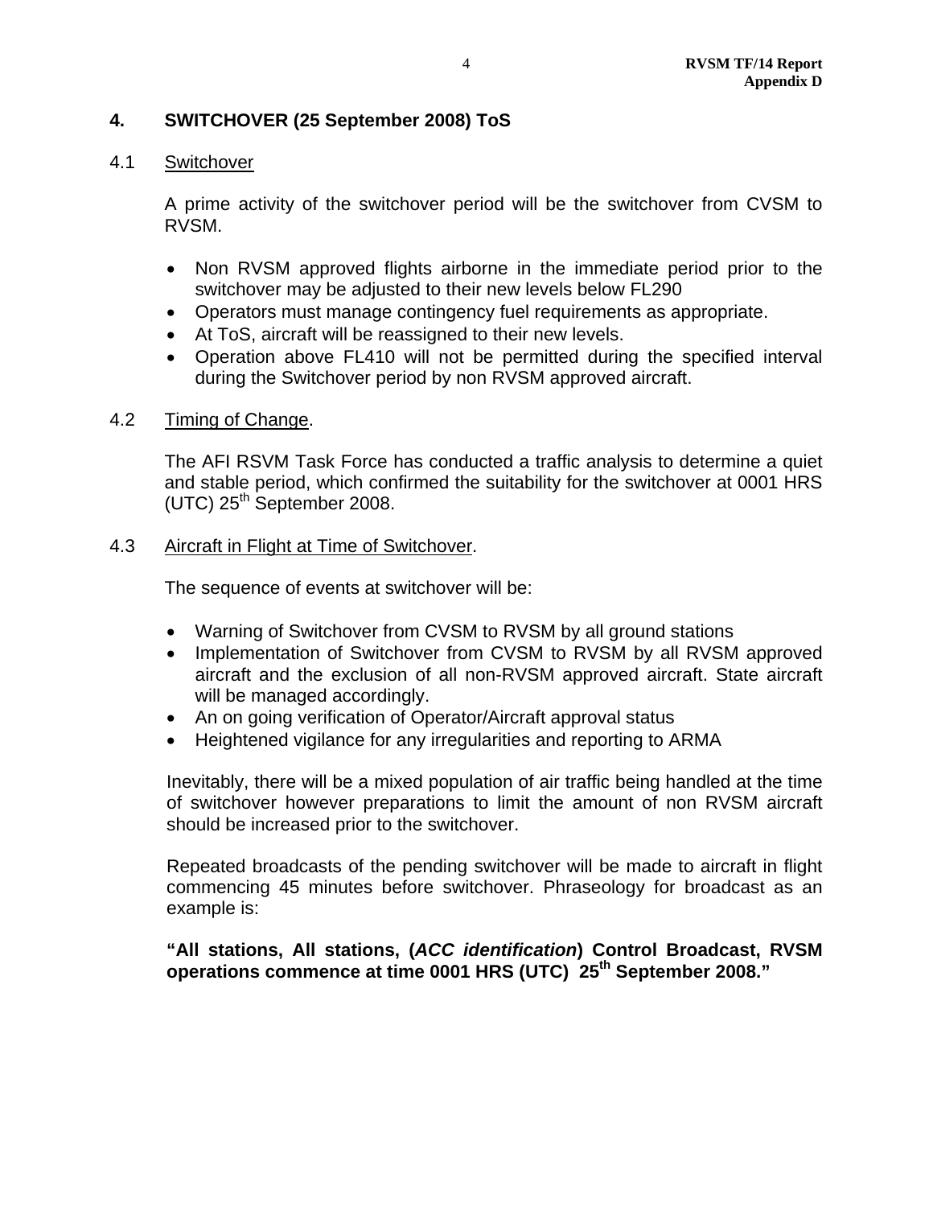## 4. SWITCHOVER (25 September 2008) ToS

### 4.1 Switchover

A prime activity of the switchover period will be the switchover from CVSM to RVSM.

- Non RVSM approved flights airborne in the immediate period prior to the switchover may be adjusted to their new levels below FL290
- Operators must manage contingency fuel requirements as appropriate.
- At ToS, aircraft will be reassigned to their new levels.
- Operation above FL410 will not be permitted during the specified interval during the Switchover period by non RVSM approved aircraft.

### 4.2 Timing of Change.

The AFI RSVM Task Force has conducted a traffic analysis to determine a quiet and stable period, which confirmed the suitability for the switchover at 0001 HRS (UTC) 25th September 2008.

### 4.3 Aircraft in Flight at Time of Switchover.

The sequence of events at switchover will be:

- Warning of Switchover from CVSM to RVSM by all ground stations
- Implementation of Switchover from CVSM to RVSM by all RVSM approved aircraft and the exclusion of all non-RVSM approved aircraft. State aircraft will be managed accordingly.
- An on going verification of Operator/Aircraft approval status
- Heightened vigilance for any irregularities and reporting to ARMA

Inevitably, there will be a mixed population of air traffic being handled at the time of switchover however preparations to limit the amount of non RVSM aircraft should be increased prior to the switchover.

Repeated broadcasts of the pending switchover will be made to aircraft in flight commencing 45 minutes before switchover. Phraseology for broadcast as an example is:

**"All stations, All stations, (*ACC identification*) Control Broadcast, RVSM operations commence at time 0001 HRS (UTC) 25th September 2008."**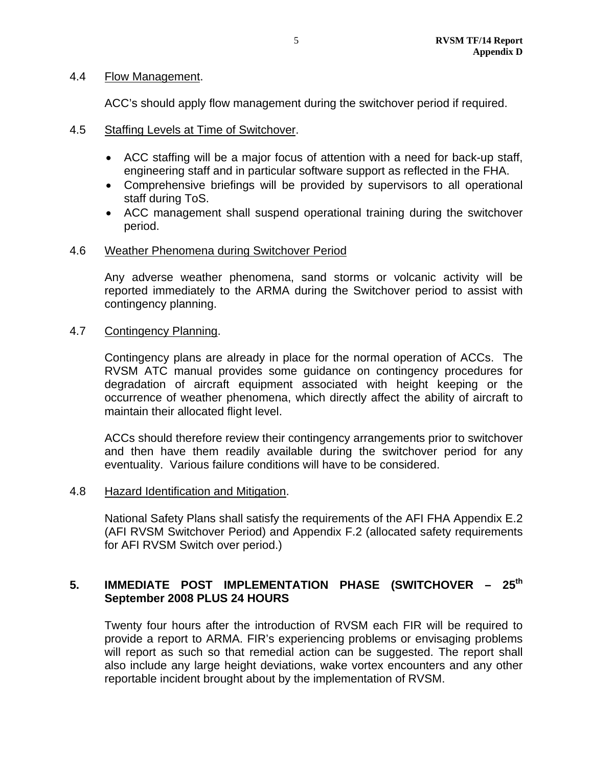4.4 Flow Management.

ACC's should apply flow management during the switchover period if required.

4.5 Staffing Levels at Time of Switchover.

- ACC staffing will be a major focus of attention with a need for back-up staff, engineering staff and in particular software support as reflected in the FHA.
- Comprehensive briefings will be provided by supervisors to all operational staff during ToS.
- ACC management shall suspend operational training during the switchover period.

4.6 Weather Phenomena during Switchover Period

Any adverse weather phenomena, sand storms or volcanic activity will be reported immediately to the ARMA during the Switchover period to assist with contingency planning.

4.7 Contingency Planning.

Contingency plans are already in place for the normal operation of ACCs. The RVSM ATC manual provides some guidance on contingency procedures for degradation of aircraft equipment associated with height keeping or the occurrence of weather phenomena, which directly affect the ability of aircraft to maintain their allocated flight level.

ACCs should therefore review their contingency arrangements prior to switchover and then have them readily available during the switchover period for any eventuality. Various failure conditions will have to be considered.

4.8 Hazard Identification and Mitigation.

National Safety Plans shall satisfy the requirements of the AFI FHA Appendix E.2 (AFI RVSM Switchover Period) and Appendix F.2 (allocated safety requirements for AFI RVSM Switch over period.)

## 5. IMMEDIATE POST IMPLEMENTATION PHASE (SWITCHOVER – 25th September 2008 PLUS 24 HOURS

Twenty four hours after the introduction of RVSM each FIR will be required to provide a report to ARMA. FIR's experiencing problems or envisaging problems will report as such so that remedial action can be suggested. The report shall also include any large height deviations, wake vortex encounters and any other reportable incident brought about by the implementation of RVSM.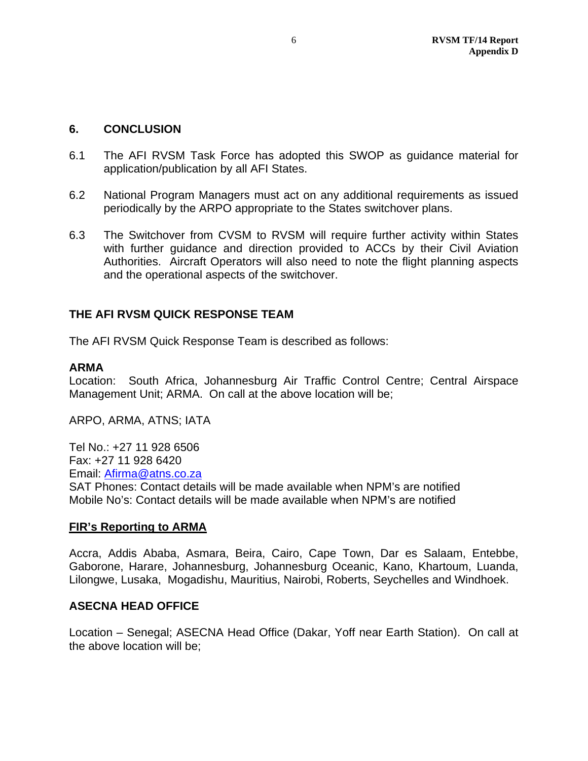## 6. CONCLUSION

6.1 The AFI RVSM Task Force has adopted this SWOP as guidance material for application/publication by all AFI States.

6.2 National Program Managers must act on any additional requirements as issued periodically by the ARPO appropriate to the States switchover plans.

6.3 The Switchover from CVSM to RVSM will require further activity within States with further guidance and direction provided to ACCs by their Civil Aviation Authorities. Aircraft Operators will also need to note the flight planning aspects and the operational aspects of the switchover.

## THE AFI RVSM QUICK RESPONSE TEAM

The AFI RVSM Quick Response Team is described as follows:

**ARMA**
Location: South Africa, Johannesburg Air Traffic Control Centre; Central Airspace Management Unit; ARMA. On call at the above location will be;

ARPO, ARMA, ATNS; IATA

Tel No.: +27 11 928 6506
Fax: +27 11 928 6420
Email: Afirma@atns.co.za
SAT Phones: Contact details will be made available when NPM's are notified
Mobile No's: Contact details will be made available when NPM's are notified

**FIR's Reporting to ARMA**

Accra, Addis Ababa, Asmara, Beira, Cairo, Cape Town, Dar es Salaam, Entebbe, Gaborone, Harare, Johannesburg, Johannesburg Oceanic, Kano, Khartoum, Luanda, Lilongwe, Lusaka, Mogadishu, Mauritius, Nairobi, Roberts, Seychelles and Windhoek.

**ASECNA HEAD OFFICE**

Location – Senegal; ASECNA Head Office (Dakar, Yoff near Earth Station). On call at the above location will be;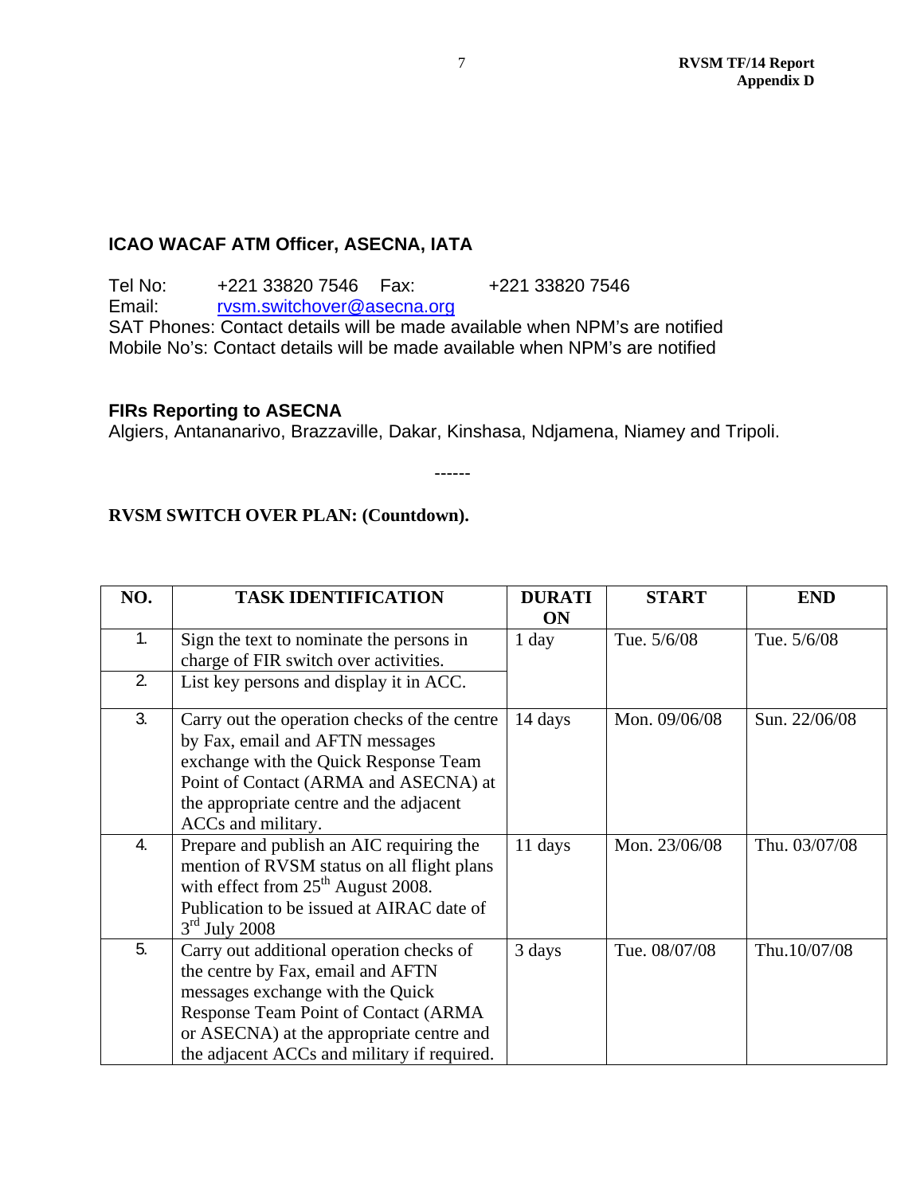### ICAO WACAF ATM Officer, ASECNA, IATA

Tel No: +221 33820 7546 Fax: +221 33820 7546
Email: rvsm.switchover@asecna.org
SAT Phones: Contact details will be made available when NPM's are notified
Mobile No's: Contact details will be made available when NPM's are notified

### FIRs Reporting to ASECNA

Algiers, Antananarivo, Brazzaville, Dakar, Kinshasa, Ndjamena, Niamey and Tripoli.

------

**RVSM SWITCH OVER PLAN: (Countdown).**

| NO. | TASK IDENTIFICATION | DURATION | START | END |
|---|---|---|---|---|
| 1. | Sign the text to nominate the persons in charge of FIR switch over activities. | 1 day | Tue. 5/6/08 | Tue. 5/6/08 |
| 2. | List key persons and display it in ACC. | | | |
| 3. | Carry out the operation checks of the centre by Fax, email and AFTN messages exchange with the Quick Response Team Point of Contact (ARMA and ASECNA) at the appropriate centre and the adjacent ACCs and military. | 14 days | Mon. 09/06/08 | Sun. 22/06/08 |
| 4. | Prepare and publish an AIC requiring the mention of RVSM status on all flight plans with effect from 25th August 2008. Publication to be issued at AIRAC date of 3rd July 2008 | 11 days | Mon. 23/06/08 | Thu. 03/07/08 |
| 5. | Carry out additional operation checks of the centre by Fax, email and AFTN messages exchange with the Quick Response Team Point of Contact (ARMA or ASECNA) at the appropriate centre and the adjacent ACCs and military if required. | 3 days | Tue. 08/07/08 | Thu.10/07/08 |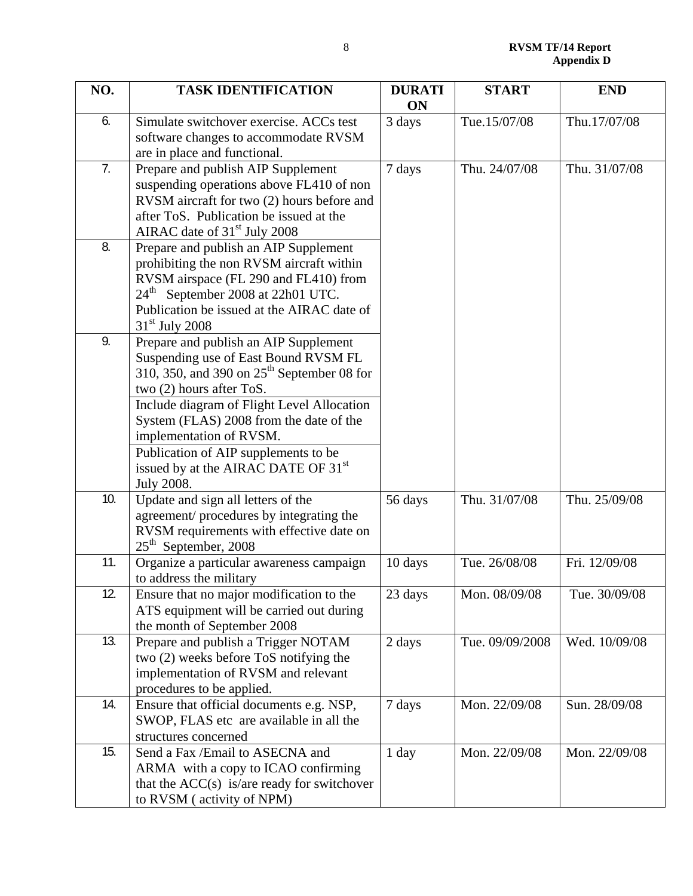| NO. | TASK IDENTIFICATION | DURATION | START | END |
|---|---|---|---|---|
| 6. | Simulate switchover exercise. ACCs test software changes to accommodate RVSM are in place and functional. | 3 days | Tue.15/07/08 | Thu.17/07/08 |
| 7. | Prepare and publish AIP Supplement suspending operations above FL410 of non RVSM aircraft for two (2) hours before and after ToS. Publication be issued at the AIRAC date of 31st July 2008 | 7 days | Thu. 24/07/08 | Thu. 31/07/08 |
| 8. | Prepare and publish an AIP Supplement prohibiting the non RVSM aircraft within RVSM airspace (FL 290 and FL410) from 24th September 2008 at 22h01 UTC. Publication be issued at the AIRAC date of 31st July 2008 | | | |
| 9. | Prepare and publish an AIP Supplement Suspending use of East Bound RVSM FL 310, 350, and 390 on 25th September 08 for two (2) hours after ToS. | | | |
| | Include diagram of Flight Level Allocation System (FLAS) 2008 from the date of the implementation of RVSM. | | | |
| | Publication of AIP supplements to be issued by at the AIRAC DATE OF 31st July 2008. | | | |
| 10. | Update and sign all letters of the agreement/ procedures by integrating the RVSM requirements with effective date on 25th September, 2008 | 56 days | Thu. 31/07/08 | Thu. 25/09/08 |
| 11. | Organize a particular awareness campaign to address the military | 10 days | Tue. 26/08/08 | Fri. 12/09/08 |
| 12. | Ensure that no major modification to the ATS equipment will be carried out during the month of September 2008 | 23 days | Mon. 08/09/08 | Tue. 30/09/08 |
| 13. | Prepare and publish a Trigger NOTAM two (2) weeks before ToS notifying the implementation of RVSM and relevant procedures to be applied. | 2 days | Tue. 09/09/2008 | Wed. 10/09/08 |
| 14. | Ensure that official documents e.g. NSP, SWOP, FLAS etc are available in all the structures concerned | 7 days | Mon. 22/09/08 | Sun. 28/09/08 |
| 15. | Send a Fax /Email to ASECNA and ARMA with a copy to ICAO confirming that the ACC(s) is/are ready for switchover to RVSM ( activity of NPM) | 1 day | Mon. 22/09/08 | Mon. 22/09/08 |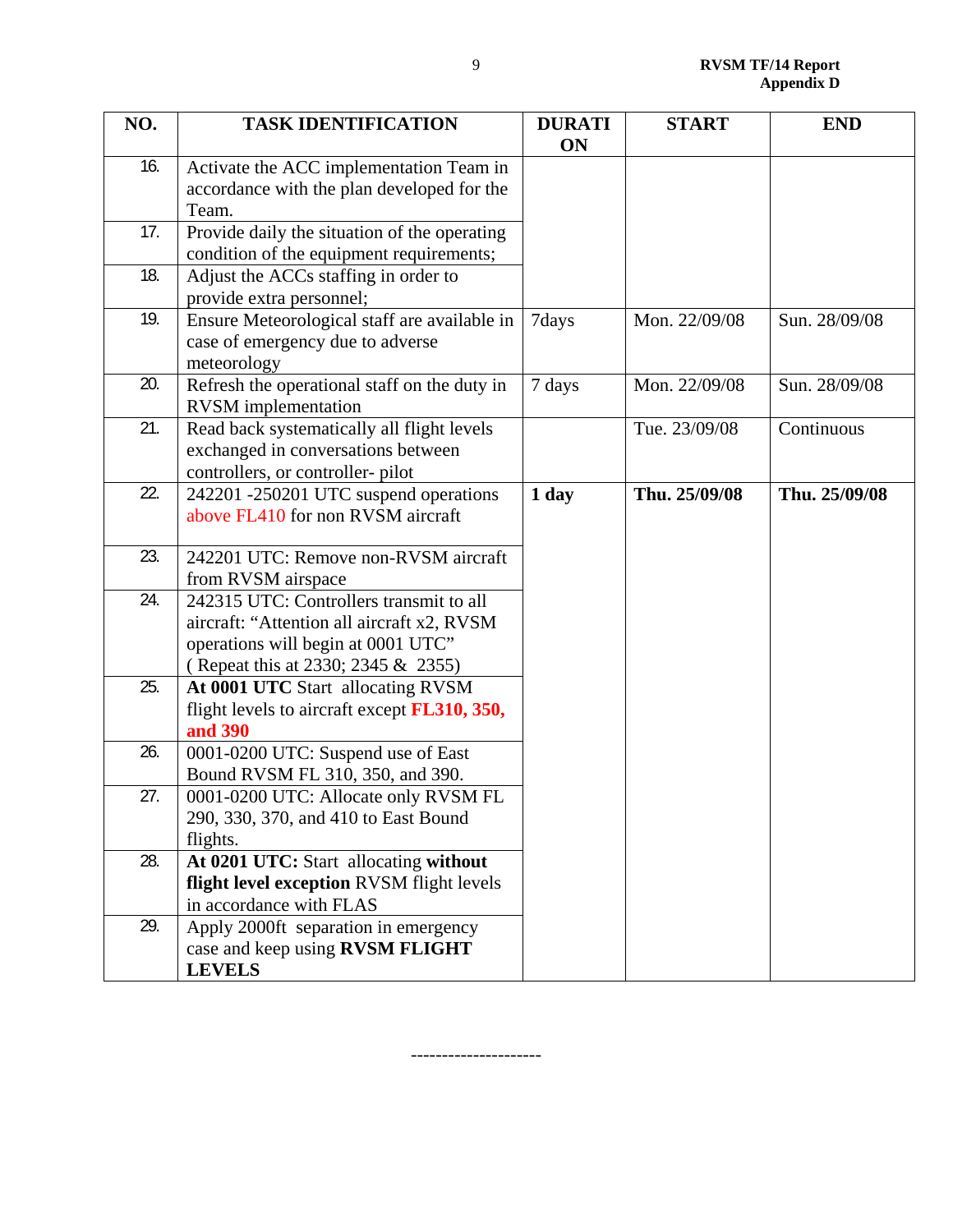| NO. | TASK IDENTIFICATION | DURATION | START | END |
|---|---|---|---|---|
| 16. | Activate the ACC implementation Team in accordance with the plan developed for the Team. | | | |
| 17. | Provide daily the situation of the operating condition of the equipment requirements; | | | |
| 18. | Adjust the ACCs staffing in order to provide extra personnel; | | | |
| 19. | Ensure Meteorological staff are available in case of emergency due to adverse meteorology | 7days | Mon. 22/09/08 | Sun. 28/09/08 |
| 20. | Refresh the operational staff on the duty in RVSM implementation | 7 days | Mon. 22/09/08 | Sun. 28/09/08 |
| 21. | Read back systematically all flight levels exchanged in conversations between controllers, or controller- pilot | | Tue. 23/09/08 | Continuous |
| 22. | 242201 -250201 UTC suspend operations above FL410 for non RVSM aircraft | **1 day** | **Thu. 25/09/08** | **Thu. 25/09/08** |
| 23. | 242201 UTC: Remove non-RVSM aircraft from RVSM airspace | | | |
| 24. | 242315 UTC: Controllers transmit to all aircraft: "Attention all aircraft x2, RVSM operations will begin at 0001 UTC" ( Repeat this at 2330; 2345 & 2355) | | | |
| 25. | **At 0001 UTC** Start allocating RVSM flight levels to aircraft except **FL310, 350, and 390** | | | |
| 26. | 0001-0200 UTC: Suspend use of East Bound RVSM FL 310, 350, and 390. | | | |
| 27. | 0001-0200 UTC: Allocate only RVSM FL 290, 330, 370, and 410 to East Bound flights. | | | |
| 28. | **At 0201 UTC:** Start allocating **without flight level exception** RVSM flight levels in accordance with FLAS | | | |
| 29. | Apply 2000ft separation in emergency case and keep using **RVSM FLIGHT LEVELS** | | | |

--------------------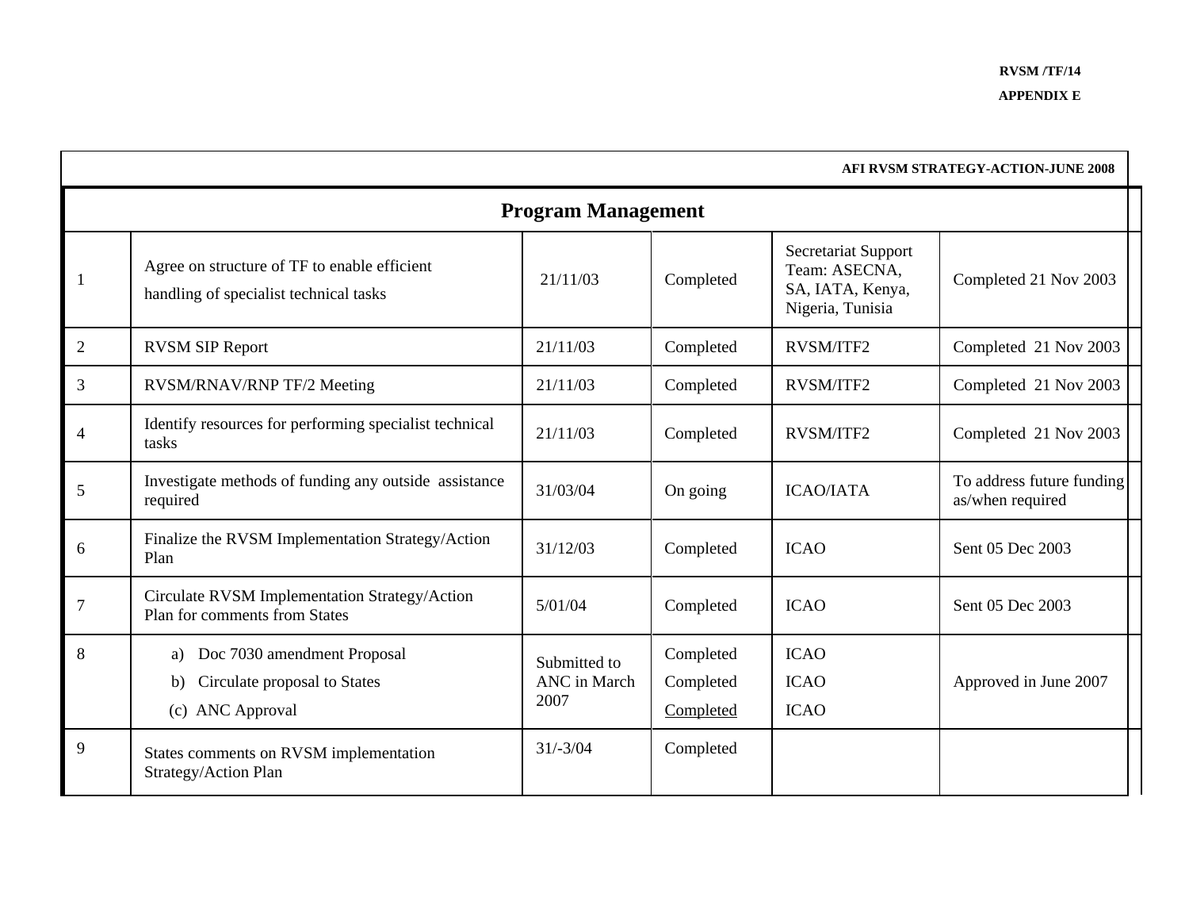RVSM /TF/14

APPENDIX E

**AFI RVSM STRATEGY-ACTION-JUNE 2008**

## Program Management

| | | | | | |
|---|---|---|---|---|---|
| 1 | Agree on structure of TF to enable efficient handling of specialist technical tasks | 21/11/03 | Completed | Secretariat Support Team: ASECNA, SA, IATA, Kenya, Nigeria, Tunisia | Completed 21 Nov 2003 |
| 2 | RVSM SIP Report | 21/11/03 | Completed | RVSM/ITF2 | Completed 21 Nov 2003 |
| 3 | RVSM/RNAV/RNP TF/2 Meeting | 21/11/03 | Completed | RVSM/ITF2 | Completed 21 Nov 2003 |
| 4 | Identify resources for performing specialist technical tasks | 21/11/03 | Completed | RVSM/ITF2 | Completed 21 Nov 2003 |
| 5 | Investigate methods of funding any outside assistance required | 31/03/04 | On going | ICAO/IATA | To address future funding as/when required |
| 6 | Finalize the RVSM Implementation Strategy/Action Plan | 31/12/03 | Completed | ICAO | Sent 05 Dec 2003 |
| 7 | Circulate RVSM Implementation Strategy/Action Plan for comments from States | 5/01/04 | Completed | ICAO | Sent 05 Dec 2003 |
| 8 | a) Doc 7030 amendment Proposal<br>b) Circulate proposal to States<br>(c) ANC Approval | Submitted to ANC in March 2007 | Completed<br>Completed<br>Completed | ICAO<br>ICAO<br>ICAO | Approved in June 2007 |
| 9 | States comments on RVSM implementation Strategy/Action Plan | 31/-3/04 | Completed | | |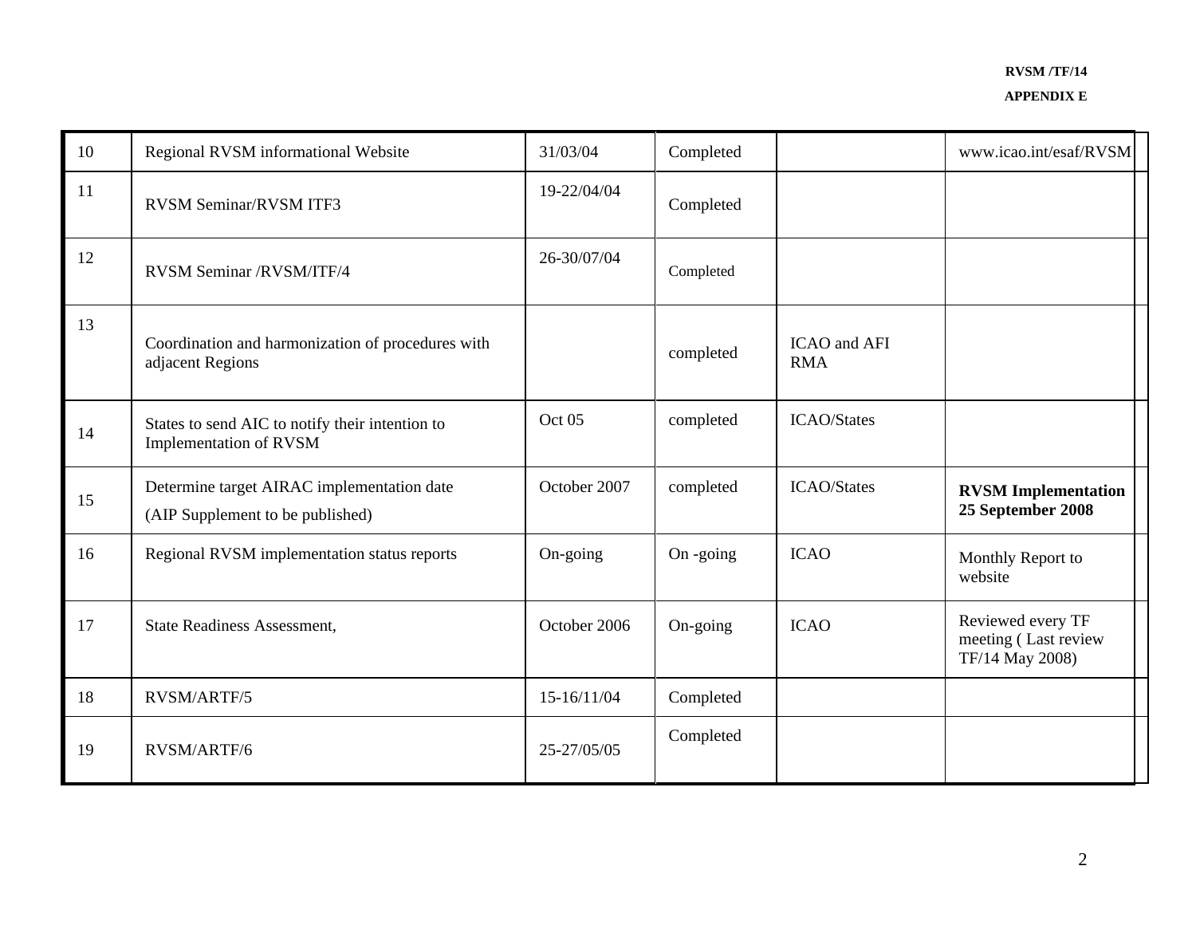| | | | | | |
|---|---|---|---|---|---|
| 10 | Regional RVSM informational Website | 31/03/04 | Completed | | www.icao.int/esaf/RVSM |
| 11 | RVSM Seminar/RVSM ITF3 | 19-22/04/04 | Completed | | |
| 12 | RVSM Seminar /RVSM/ITF/4 | 26-30/07/04 | Completed | | |
| 13 | Coordination and harmonization of procedures with adjacent Regions | | completed | ICAO and AFI RMA | |
| 14 | States to send AIC to notify their intention to Implementation of RVSM | Oct 05 | completed | ICAO/States | |
| 15 | Determine target AIRAC implementation date<br>(AIP Supplement to be published) | October 2007 | completed | ICAO/States | **RVSM Implementation 25 September 2008** |
| 16 | Regional RVSM implementation status reports | On-going | On -going | ICAO | Monthly Report to website |
| 17 | State Readiness Assessment, | October 2006 | On-going | ICAO | Reviewed every TF meeting ( Last review TF/14 May 2008) |
| 18 | RVSM/ARTF/5 | 15-16/11/04 | Completed | | |
| 19 | RVSM/ARTF/6 | 25-27/05/05 | Completed | | |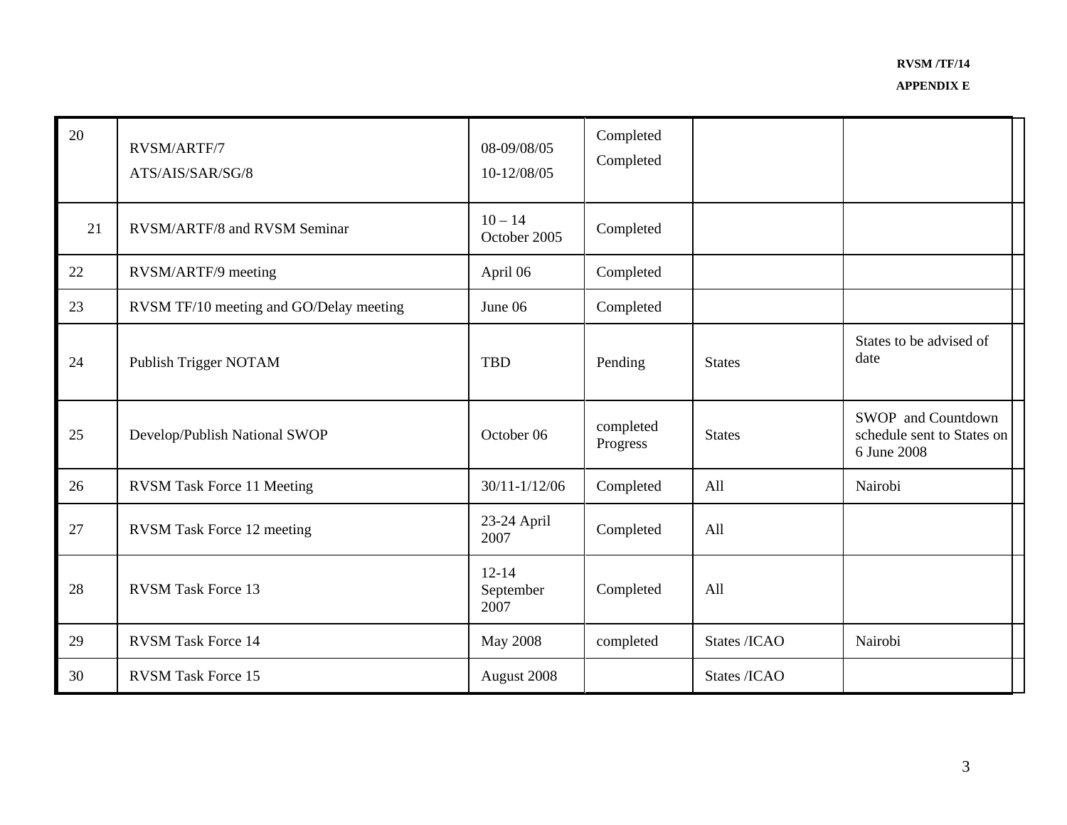| 20 | RVSM/ARTF/7<br>ATS/AIS/SAR/SG/8 | 08-09/08/05<br>10-12/08/05 | Completed<br>Completed | | |
|---|---|---|---|---|---|
| 21 | RVSM/ARTF/8 and RVSM Seminar | 10 – 14 October 2005 | Completed | | |
| 22 | RVSM/ARTF/9 meeting | April 06 | Completed | | |
| 23 | RVSM TF/10 meeting and GO/Delay meeting | June 06 | Completed | | |
| 24 | Publish Trigger NOTAM | TBD | Pending | States | States to be advised of date |
| 25 | Develop/Publish National SWOP | October 06 | completed Progress | States | SWOP and Countdown schedule sent to States on 6 June 2008 |
| 26 | RVSM Task Force 11 Meeting | 30/11-1/12/06 | Completed | All | Nairobi |
| 27 | RVSM Task Force 12 meeting | 23-24 April 2007 | Completed | All | |
| 28 | RVSM Task Force 13 | 12-14 September 2007 | Completed | All | |
| 29 | RVSM Task Force 14 | May 2008 | completed | States /ICAO | Nairobi |
| 30 | RVSM Task Force 15 | August 2008 | | States /ICAO | |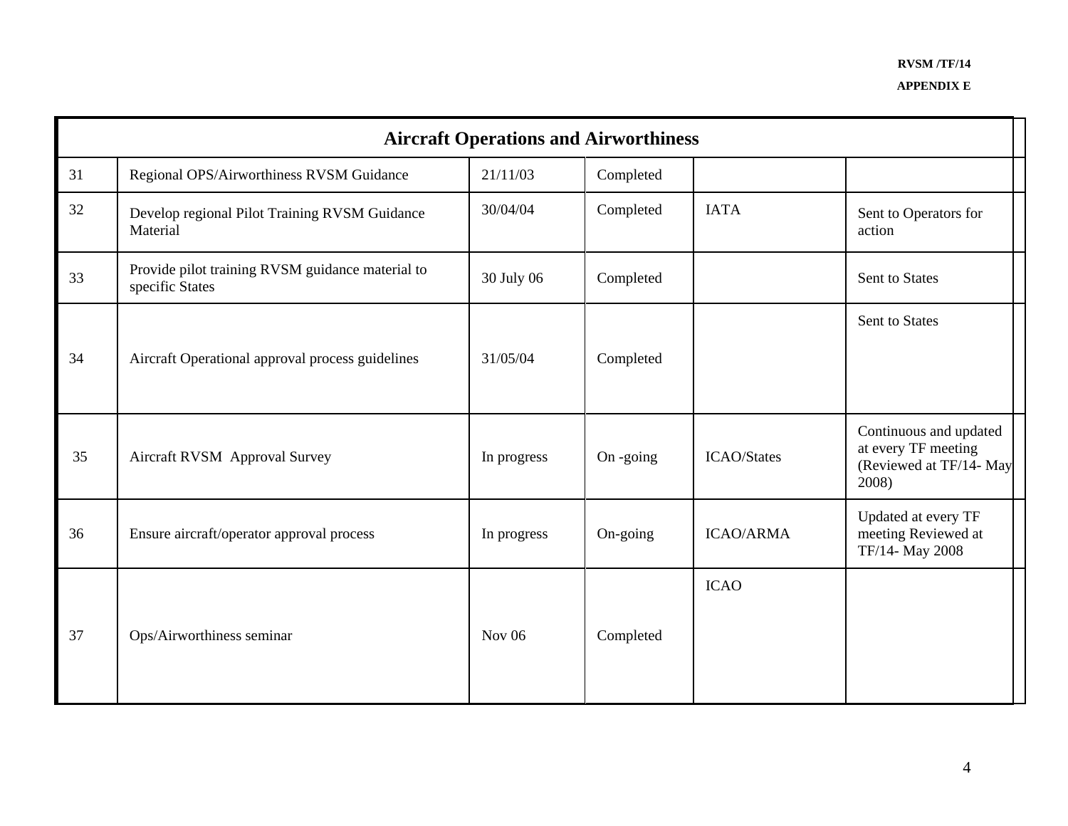| Aircraft Operations and Airworthiness | | | | | |
|---|---|---|---|---|---|
| 31 | Regional OPS/Airworthiness RVSM Guidance | 21/11/03 | Completed | | |
| 32 | Develop regional Pilot Training RVSM Guidance Material | 30/04/04 | Completed | IATA | Sent to Operators for action |
| 33 | Provide pilot training RVSM guidance material to specific States | 30 July 06 | Completed | | Sent to States |
| 34 | Aircraft Operational approval process guidelines | 31/05/04 | Completed | | Sent to States |
| 35 | Aircraft RVSM Approval Survey | In progress | On -going | ICAO/States | Continuous and updated at every TF meeting (Reviewed at TF/14- May 2008) |
| 36 | Ensure aircraft/operator approval process | In progress | On-going | ICAO/ARMA | Updated at every TF meeting Reviewed at TF/14- May 2008 |
| 37 | Ops/Airworthiness seminar | Nov 06 | Completed | ICAO | |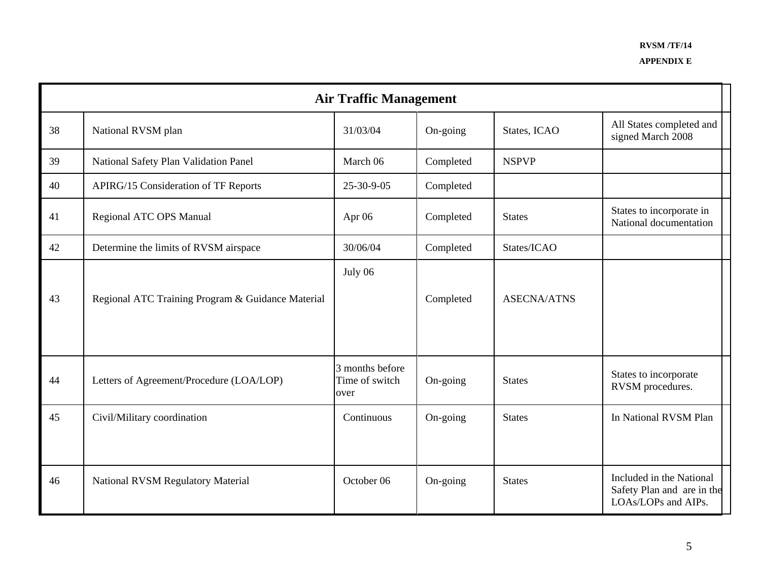| Air Traffic Management | | | | | |
|---|---|---|---|---|---|
| 38 | National RVSM plan | 31/03/04 | On-going | States, ICAO | All States completed and signed March 2008 |
| 39 | National Safety Plan Validation Panel | March 06 | Completed | NSPVP | |
| 40 | APIRG/15 Consideration of TF Reports | 25-30-9-05 | Completed | | |
| 41 | Regional ATC OPS Manual | Apr 06 | Completed | States | States to incorporate in National documentation |
| 42 | Determine the limits of RVSM airspace | 30/06/04 | Completed | States/ICAO | |
| 43 | Regional ATC Training Program & Guidance Material | July 06 | Completed | ASECNA/ATNS | |
| 44 | Letters of Agreement/Procedure (LOA/LOP) | 3 months before Time of switch over | On-going | States | States to incorporate RVSM procedures. |
| 45 | Civil/Military coordination | Continuous | On-going | States | In National RVSM Plan |
| 46 | National RVSM Regulatory Material | October 06 | On-going | States | Included in the National Safety Plan and are in the LOAs/LOPs and AIPs. |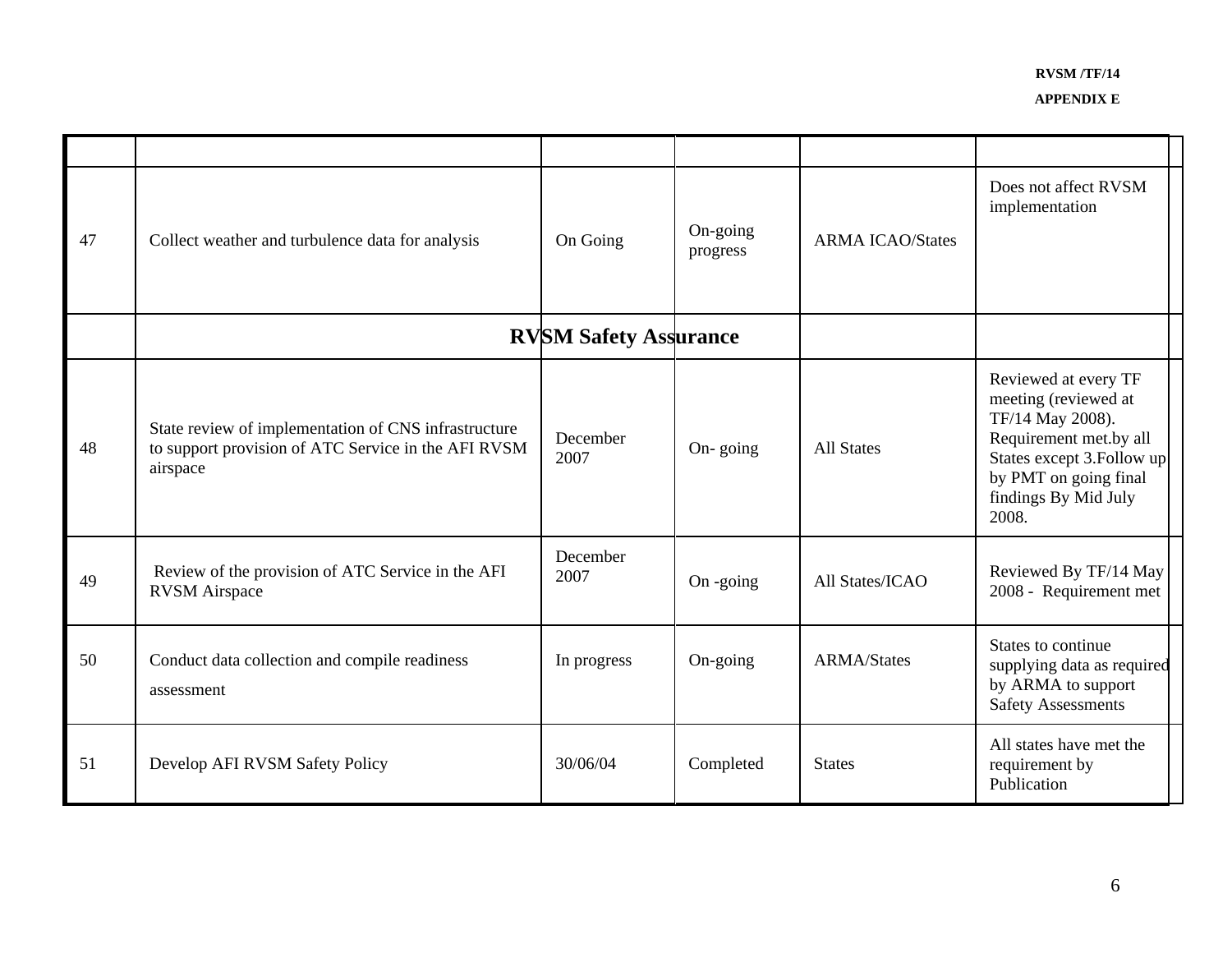| | | | | | |
|---|---|---|---|---|---|
| 47 | Collect weather and turbulence data for analysis | On Going | On-going progress | ARMA ICAO/States | Does not affect RVSM implementation |
| | **RVSM Safety Assurance** | | | | |
| 48 | State review of implementation of CNS infrastructure to support provision of ATC Service in the AFI RVSM airspace | December 2007 | On- going | All States | Reviewed at every TF meeting (reviewed at TF/14 May 2008). Requirement met.by all States except 3.Follow up by PMT on going final findings By Mid July 2008. |
| 49 | Review of the provision of ATC Service in the AFI RVSM Airspace | December 2007 | On -going | All States/ICAO | Reviewed By TF/14 May 2008 - Requirement met |
| 50 | Conduct data collection and compile readiness assessment | In progress | On-going | ARMA/States | States to continue supplying data as required by ARMA to support Safety Assessments |
| 51 | Develop AFI RVSM Safety Policy | 30/06/04 | Completed | States | All states have met the requirement by Publication |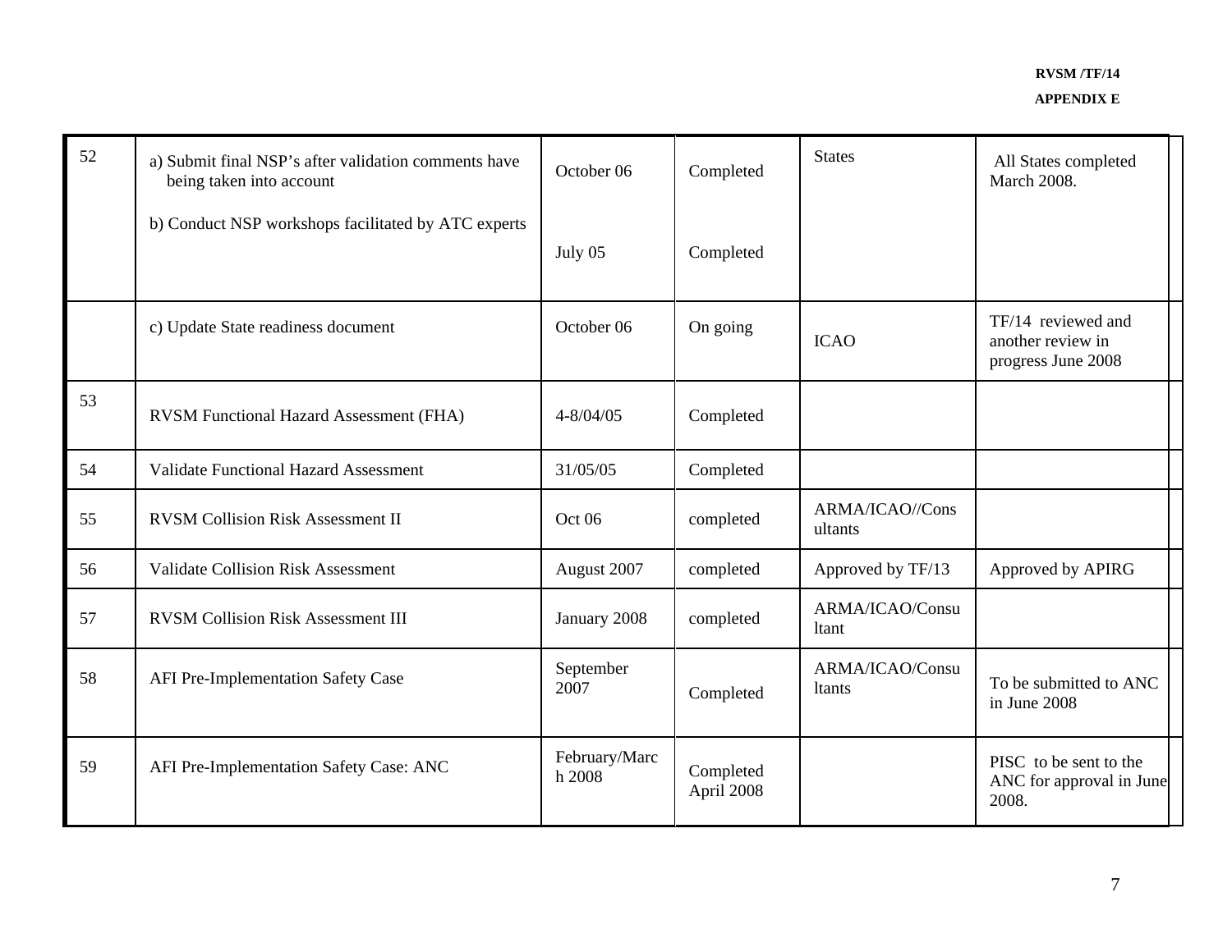| | | | | | |
|---|---|---|---|---|---|
| 52 | a) Submit final NSP's after validation comments have being taken into account<br><br>b) Conduct NSP workshops facilitated by ATC experts | October 06<br><br>July 05 | Completed<br><br>Completed | States | All States completed March 2008. |
| | c) Update State readiness document | October 06 | On going | ICAO | TF/14 reviewed and another review in progress June 2008 |
| 53 | RVSM Functional Hazard Assessment (FHA) | 4-8/04/05 | Completed | | |
| 54 | Validate Functional Hazard Assessment | 31/05/05 | Completed | | |
| 55 | RVSM Collision Risk Assessment II | Oct 06 | completed | ARMA/ICAO//Consultants | |
| 56 | Validate Collision Risk Assessment | August 2007 | completed | Approved by TF/13 | Approved by APIRG |
| 57 | RVSM Collision Risk Assessment III | January 2008 | completed | ARMA/ICAO/Consultant | |
| 58 | AFI Pre-Implementation Safety Case | September 2007 | Completed | ARMA/ICAO/Consultants | To be submitted to ANC in June 2008 |
| 59 | AFI Pre-Implementation Safety Case: ANC | February/March 2008 | Completed April 2008 | | PISC to be sent to the ANC for approval in June 2008. |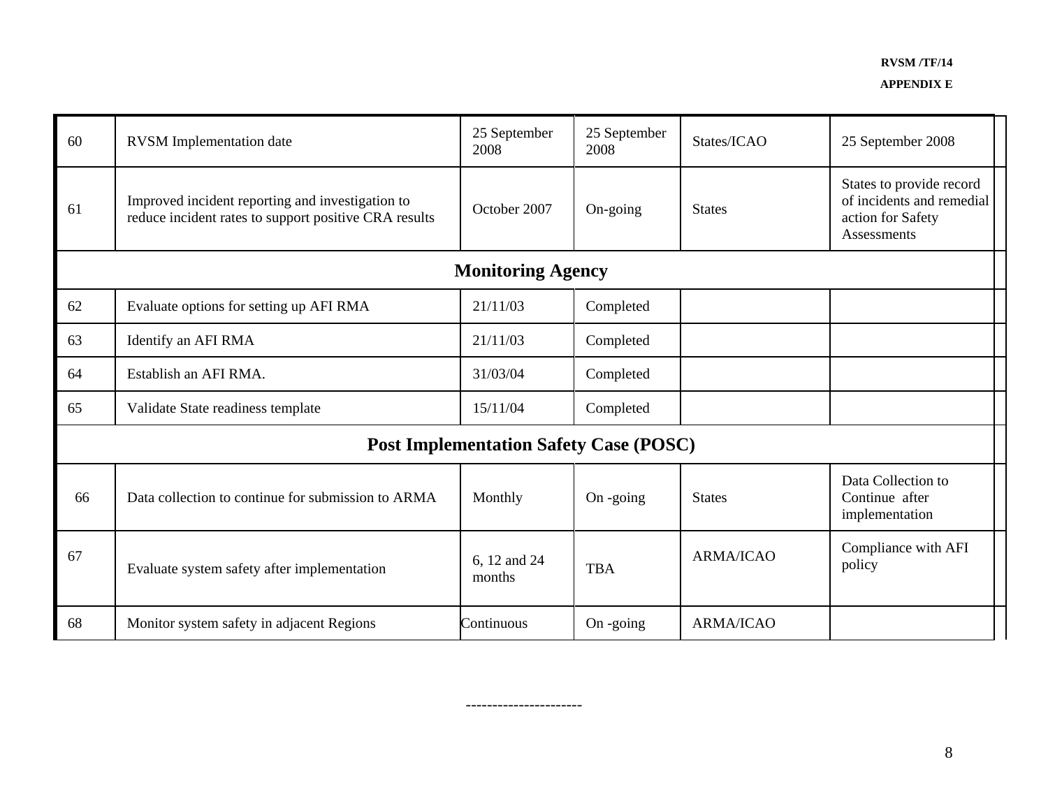| | | | | | |
|---|---|---|---|---|---|
| 60 | RVSM Implementation date | 25 September 2008 | 25 September 2008 | States/ICAO | 25 September 2008 |
| 61 | Improved incident reporting and investigation to reduce incident rates to support positive CRA results | October 2007 | On-going | States | States to provide record of incidents and remedial action for Safety Assessments |
| **Monitoring Agency** | | | | | |
| 62 | Evaluate options for setting up AFI RMA | 21/11/03 | Completed | | |
| 63 | Identify an AFI RMA | 21/11/03 | Completed | | |
| 64 | Establish an AFI RMA. | 31/03/04 | Completed | | |
| 65 | Validate State readiness template | 15/11/04 | Completed | | |
| **Post Implementation Safety Case (POSC)** | | | | | |
| 66 | Data collection to continue for submission to ARMA | Monthly | On -going | States | Data Collection to Continue after implementation |
| 67 | Evaluate system safety after implementation | 6, 12 and 24 months | TBA | ARMA/ICAO | Compliance with AFI policy |
| 68 | Monitor system safety in adjacent Regions | Continuous | On -going | ARMA/ICAO | |

---------------------